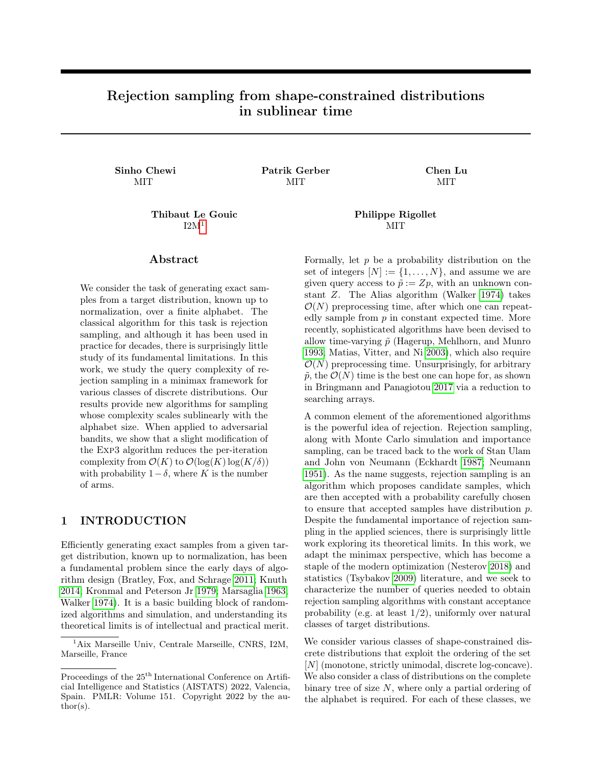# Rejection sampling from shape-constrained distributions in sublinear time

**Sinho Chewi**
MIT

**Patrik Gerber**
MIT

**Chen Lu**
MIT

**Thibaut Le Gouic**
I2M[1]

**Philippe Rigollet**
MIT

## Abstract

We consider the task of generating exact samples from a target distribution, known up to normalization, over a finite alphabet. The classical algorithm for this task is rejection sampling, and although it has been used in practice for decades, there is surprisingly little study of its fundamental limitations. In this work, we study the query complexity of rejection sampling in a minimax framework for various classes of discrete distributions. Our results provide new algorithms for sampling whose complexity scales sublinearly with the alphabet size. When applied to adversarial bandits, we show that a slight modification of the Exp3 algorithm reduces the per-iteration complexity from $\mathcal{O}(K)$ to $\mathcal{O}(\log(K)\log(K/\delta))$ with probability $1-\delta$, where $K$ is the number of arms.

## 1 INTRODUCTION

Efficiently generating exact samples from a given target distribution, known up to normalization, has been a fundamental problem since the early days of algorithm design (Bratley, Fox, and Schrage 2011; Knuth 2014; Kronmal and Peterson Jr 1979; Marsaglia 1963; Walker 1974). It is a basic building block of randomized algorithms and simulation, and understanding its theoretical limits is of intellectual and practical merit.

Formally, let $p$ be a probability distribution on the set of integers $[N] := \{1, \dots, N\}$, and assume we are given query access to $\tilde{p} := Zp$, with an unknown constant $Z$. The Alias algorithm (Walker 1974) takes $\mathcal{O}(N)$ preprocessing time, after which one can repeatedly sample from $p$ in constant expected time. More recently, sophisticated algorithms have been devised to allow time-varying $\tilde{p}$ (Hagerup, Mehlhorn, and Munro 1993; Matias, Vitter, and Ni 2003), which also require $\mathcal{O}(N)$ preprocessing time. Unsurprisingly, for arbitrary $\tilde{p}$, the $\mathcal{O}(N)$ time is the best one can hope for, as shown in Bringmann and Panagiotou 2017 via a reduction to searching arrays.

A common element of the aforementioned algorithms is the powerful idea of rejection. Rejection sampling, along with Monte Carlo simulation and importance sampling, can be traced back to the work of Stan Ulam and John von Neumann (Eckhardt 1987; Neumann 1951). As the name suggests, rejection sampling is an algorithm which proposes candidate samples, which are then accepted with a probability carefully chosen to ensure that accepted samples have distribution $p$. Despite the fundamental importance of rejection sampling in the applied sciences, there is surprisingly little work exploring its theoretical limits. In this work, we adapt the minimax perspective, which has become a staple of the modern optimization (Nesterov 2018) and statistics (Tsybakov 2009) literature, and we seek to characterize the number of queries needed to obtain rejection sampling algorithms with constant acceptance probability (e.g. at least 1/2), uniformly over natural classes of target distributions.

We consider various classes of shape-constrained discrete distributions that exploit the ordering of the set $[N]$ (monotone, strictly unimodal, discrete log-concave). We also consider a class of distributions on the complete binary tree of size $N$, where only a partial ordering of the alphabet is required. For each of these classes, we

---

[1]Aix Marseille Univ, Centrale Marseille, CNRS, I2M, Marseille, France

Proceedings of the 25[th] International Conference on Artificial Intelligence and Statistics (AISTATS) 2022, Valencia, Spain. PMLR: Volume 151. Copyright 2022 by the author(s).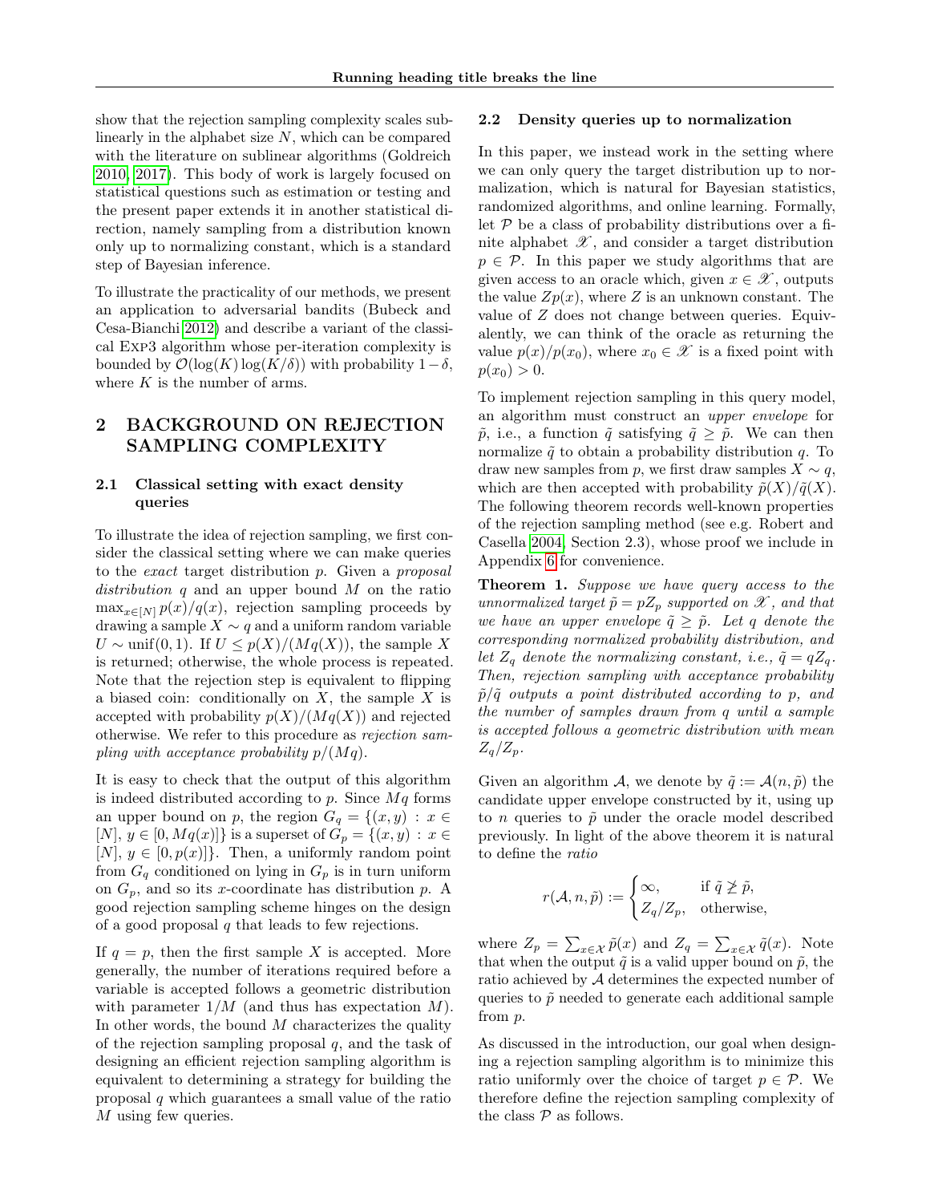show that the rejection sampling complexity scales sublinearly in the alphabet size $N$, which can be compared with the literature on sublinear algorithms (Goldreich 2010, 2017). This body of work is largely focused on statistical questions such as estimation or testing and the present paper extends it in another statistical direction, namely sampling from a distribution known only up to normalizing constant, which is a standard step of Bayesian inference.

To illustrate the practicality of our methods, we present an application to adversarial bandits (Bubeck and Cesa-Bianchi 2012) and describe a variant of the classical Exp3 algorithm whose per-iteration complexity is bounded by $\mathcal{O}(\log(K)\log(K/\delta))$ with probability $1-\delta$, where $K$ is the number of arms.

## 2 BACKGROUND ON REJECTION SAMPLING COMPLEXITY

### 2.1 Classical setting with exact density queries

To illustrate the idea of rejection sampling, we first consider the classical setting where we can make queries to the *exact* target distribution $p$. Given a *proposal distribution* $q$ and an upper bound $M$ on the ratio $\max_{x\in[N]} p(x)/q(x)$, rejection sampling proceeds by drawing a sample $X \sim q$ and a uniform random variable $U \sim \mathrm{unif}(0,1)$. If $U \le p(X)/(Mq(X))$, the sample $X$ is returned; otherwise, the whole process is repeated. Note that the rejection step is equivalent to flipping a biased coin: conditionally on $X$, the sample $X$ is accepted with probability $p(X)/(Mq(X))$ and rejected otherwise. We refer to this procedure as *rejection sampling with acceptance probability* $p/(Mq)$.

It is easy to check that the output of this algorithm is indeed distributed according to $p$. Since $Mq$ forms an upper bound on $p$, the region $G_q = \{(x,y) : x \in [N],\, y \in [0, Mq(x)]\}$ is a superset of $G_p = \{(x,y) : x \in [N],\, y \in [0, p(x)]\}$. Then, a uniformly random point from $G_q$ conditioned on lying in $G_p$ is in turn uniform on $G_p$, and so its $x$-coordinate has distribution $p$. A good rejection sampling scheme hinges on the design of a good proposal $q$ that leads to few rejections.

If $q = p$, then the first sample $X$ is accepted. More generally, the number of iterations required before a variable is accepted follows a geometric distribution with parameter $1/M$ (and thus has expectation $M$). In other words, the bound $M$ characterizes the quality of the rejection sampling proposal $q$, and the task of designing an efficient rejection sampling algorithm is equivalent to determining a strategy for building the proposal $q$ which guarantees a small value of the ratio $M$ using few queries.

### 2.2 Density queries up to normalization

In this paper, we instead work in the setting where we can only query the target distribution up to normalization, which is natural for Bayesian statistics, randomized algorithms, and online learning. Formally, let $\mathcal{P}$ be a class of probability distributions over a finite alphabet $\mathscr{X}$, and consider a target distribution $p \in \mathcal{P}$. In this paper we study algorithms that are given access to an oracle which, given $x \in \mathscr{X}$, outputs the value $Zp(x)$, where $Z$ is an unknown constant. The value of $Z$ does not change between queries. Equivalently, we can think of the oracle as returning the value $p(x)/p(x_0)$, where $x_0 \in \mathscr{X}$ is a fixed point with $p(x_0) > 0$.

To implement rejection sampling in this query model, an algorithm must construct an *upper envelope* for $\tilde{p}$, i.e., a function $\tilde{q}$ satisfying $\tilde{q} \ge \tilde{p}$. We can then normalize $\tilde{q}$ to obtain a probability distribution $q$. To draw new samples from $p$, we first draw samples $X \sim q$, which are then accepted with probability $\tilde{p}(X)/\tilde{q}(X)$. The following theorem records well-known properties of the rejection sampling method (see e.g. Robert and Casella 2004, Section 2.3), whose proof we include in Appendix 6 for convenience.

**Theorem 1.** *Suppose we have query access to the unnormalized target $\tilde{p} = pZ_p$ supported on $\mathscr{X}$, and that we have an upper envelope $\tilde{q} \ge \tilde{p}$. Let $q$ denote the corresponding normalized probability distribution, and let $Z_q$ denote the normalizing constant, i.e., $\tilde{q} = qZ_q$. Then, rejection sampling with acceptance probability $\tilde{p}/\tilde{q}$ outputs a point distributed according to $p$, and the number of samples drawn from $q$ until a sample is accepted follows a geometric distribution with mean $Z_q/Z_p$.*

Given an algorithm $\mathcal{A}$, we denote by $\tilde{q} := \mathcal{A}(n, \tilde{p})$ the candidate upper envelope constructed by it, using up to $n$ queries to $\tilde{p}$ under the oracle model described previously. In light of the above theorem it is natural to define the *ratio*

$$r(\mathcal{A}, n, \tilde{p}) := \begin{cases} \infty, & \text{if } \tilde{q} \not\ge \tilde{p}, \\ Z_q/Z_p, & \text{otherwise,} \end{cases}$$

where $Z_p = \sum_{x\in\mathcal{X}} \tilde{p}(x)$ and $Z_q = \sum_{x\in\mathcal{X}} \tilde{q}(x)$. Note that when the output $\tilde{q}$ is a valid upper bound on $\tilde{p}$, the ratio achieved by $\mathcal{A}$ determines the expected number of queries to $\tilde{p}$ needed to generate each additional sample from $p$.

As discussed in the introduction, our goal when designing a rejection sampling algorithm is to minimize this ratio uniformly over the choice of target $p \in \mathcal{P}$. We therefore define the rejection sampling complexity of the class $\mathcal{P}$ as follows.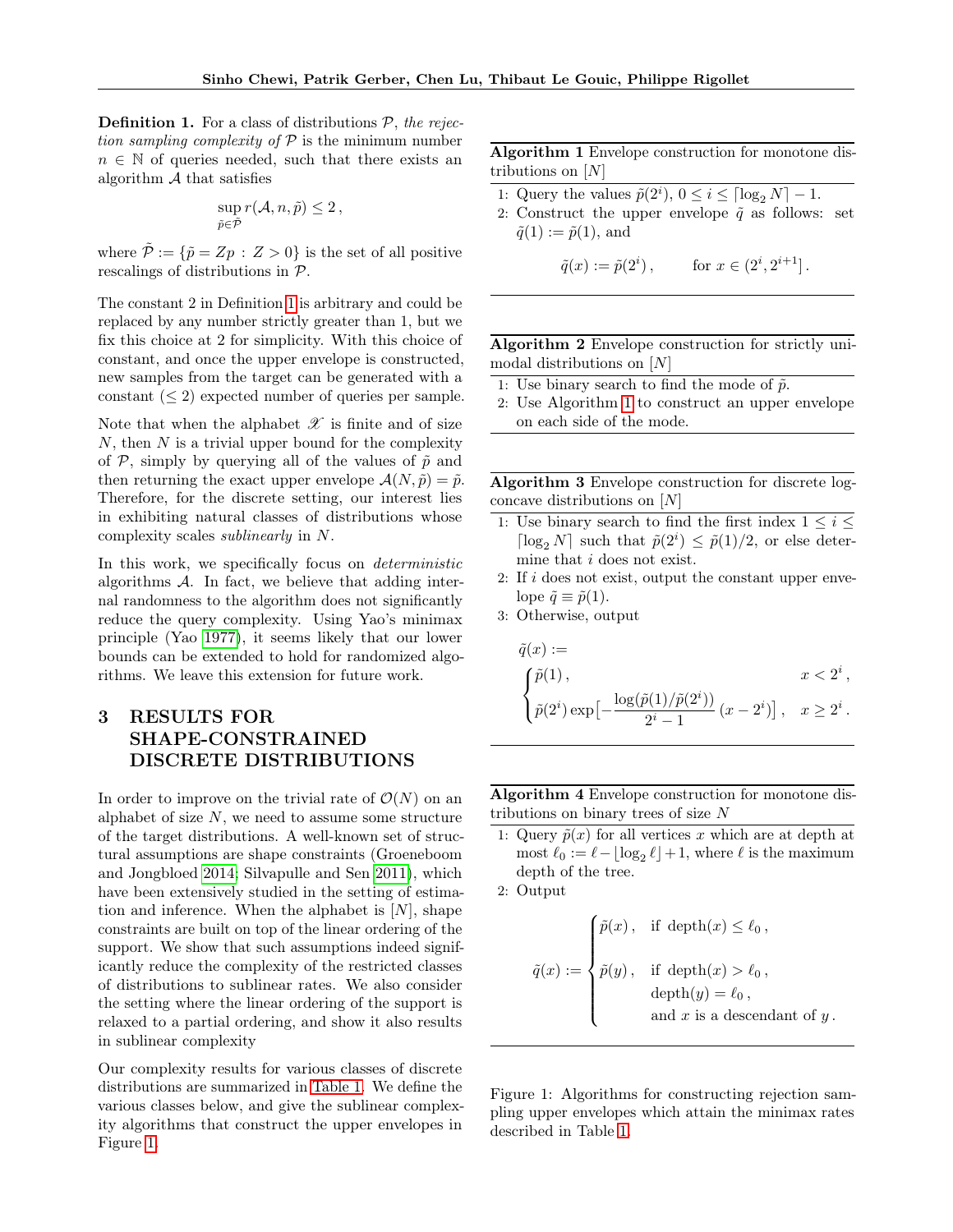**Definition 1.** For a class of distributions $\mathcal{P}$, *the rejection sampling complexity of* $\mathcal{P}$ is the minimum number $n \in \mathbb{N}$ of queries needed, such that there exists an algorithm $\mathcal{A}$ that satisfies

$$\sup_{\tilde{p} \in \tilde{\mathcal{P}}} r(\mathcal{A}, n, \tilde{p}) \le 2\,,$$

where $\tilde{\mathcal{P}} := \{\tilde{p} = Zp \,:\, Z > 0\}$ is the set of all positive rescalings of distributions in $\mathcal{P}$.

The constant 2 in Definition 1 is arbitrary and could be replaced by any number strictly greater than 1, but we fix this choice at 2 for simplicity. With this choice of constant, and once the upper envelope is constructed, new samples from the target can be generated with a constant ($\le 2$) expected number of queries per sample.

Note that when the alphabet $\mathscr{X}$ is finite and of size $N$, then $N$ is a trivial upper bound for the complexity of $\mathcal{P}$, simply by querying all of the values of $\tilde{p}$ and then returning the exact upper envelope $\mathcal{A}(N, \tilde{p}) = \tilde{p}$. Therefore, for the discrete setting, our interest lies in exhibiting natural classes of distributions whose complexity scales *sublinearly* in $N$.

In this work, we specifically focus on *deterministic* algorithms $\mathcal{A}$. In fact, we believe that adding internal randomness to the algorithm does not significantly reduce the query complexity. Using Yao's minimax principle (Yao 1977), it seems likely that our lower bounds can be extended to hold for randomized algorithms. We leave this extension for future work.

## 3 RESULTS FOR SHAPE-CONSTRAINED DISCRETE DISTRIBUTIONS

In order to improve on the trivial rate of $\mathcal{O}(N)$ on an alphabet of size $N$, we need to assume some structure of the target distributions. A well-known set of structural assumptions are shape constraints (Groeneboom and Jongbloed 2014; Silvapulle and Sen 2011), which have been extensively studied in the setting of estimation and inference. When the alphabet is $[N]$, shape constraints are built on top of the linear ordering of the support. We show that such assumptions indeed significantly reduce the complexity of the restricted classes of distributions to sublinear rates. We also consider the setting where the linear ordering of the support is relaxed to a partial ordering, and show it also results in sublinear complexity

Our complexity results for various classes of discrete distributions are summarized in Table 1. We define the various classes below, and give the sublinear complexity algorithms that construct the upper envelopes in Figure 1.

**Algorithm 1** Envelope construction for monotone distributions on $[N]$

1: Query the values $\tilde{p}(2^i)$, $0 \le i \le \lceil \log_2 N \rceil - 1$.
2: Construct the upper envelope $\tilde{q}$ as follows: set $\tilde{q}(1) := \tilde{p}(1)$, and

$$\tilde{q}(x) := \tilde{p}(2^i)\,, \qquad \text{for } x \in (2^i, 2^{i+1}]\,.$$

**Algorithm 2** Envelope construction for strictly unimodal distributions on $[N]$

1: Use binary search to find the mode of $\tilde{p}$.
2: Use Algorithm 1 to construct an upper envelope on each side of the mode.

**Algorithm 3** Envelope construction for discrete log-concave distributions on $[N]$

1: Use binary search to find the first index $1 \le i \le \lceil \log_2 N \rceil$ such that $\tilde{p}(2^i) \le \tilde{p}(1)/2$, or else determine that $i$ does not exist.
2: If $i$ does not exist, output the constant upper envelope $\tilde{q} \equiv \tilde{p}(1)$.
3: Otherwise, output

$$\tilde{q}(x) := \begin{cases} \tilde{p}(1)\,, & x < 2^i\,, \\ \tilde{p}(2^i) \exp\bigl[-\dfrac{\log(\tilde{p}(1)/\tilde{p}(2^i))}{2^i - 1}\,(x - 2^i)\bigr]\,, & x \ge 2^i\,. \end{cases}$$

**Algorithm 4** Envelope construction for monotone distributions on binary trees of size $N$

1: Query $\tilde{p}(x)$ for all vertices $x$ which are at depth at most $\ell_0 := \ell - \lfloor \log_2 \ell \rfloor + 1$, where $\ell$ is the maximum depth of the tree.
2: Output

$$\tilde{q}(x) := \begin{cases} \tilde{p}(x)\,, & \text{if depth}(x) \le \ell_0\,, \\ \tilde{p}(y)\,, & \text{if depth}(x) > \ell_0\,, \\ & \text{depth}(y) = \ell_0\,, \\ & \text{and } x \text{ is a descendant of } y\,. \end{cases}$$

Figure 1: Algorithms for constructing rejection sampling upper envelopes which attain the minimax rates described in Table 1.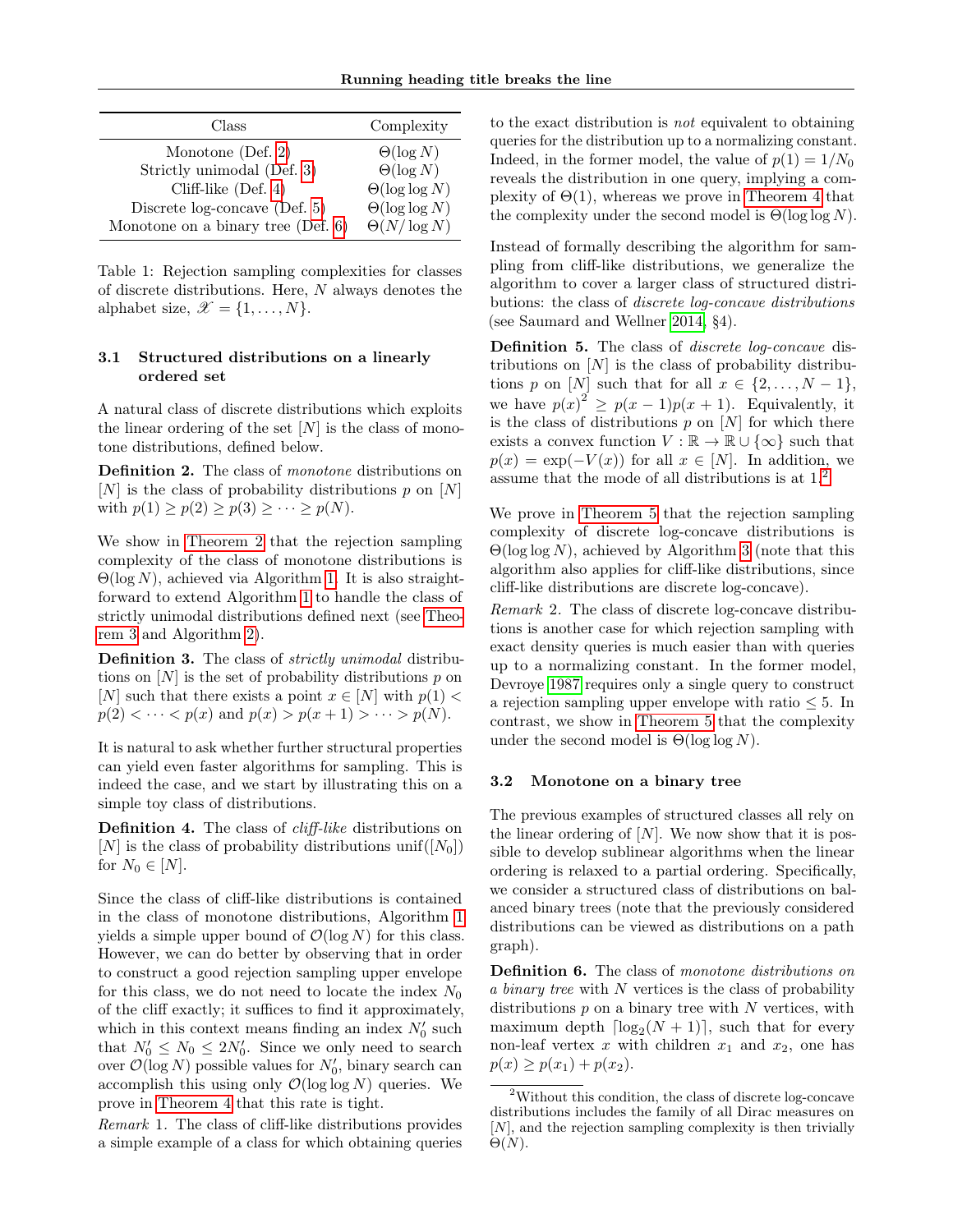| Class | Complexity |
|---|---|
| Monotone (Def. 2) | $\Theta(\log N)$ |
| Strictly unimodal (Def. 3) | $\Theta(\log N)$ |
| Cliff-like (Def. 4) | $\Theta(\log \log N)$ |
| Discrete log-concave (Def. 5) | $\Theta(\log \log N)$ |
| Monotone on a binary tree (Def. 6) | $\Theta(N/\log N)$ |

Table 1: Rejection sampling complexities for classes of discrete distributions. Here, $N$ always denotes the alphabet size, $\mathscr{X} = \{1, \ldots, N\}$.

### 3.1 Structured distributions on a linearly ordered set

A natural class of discrete distributions which exploits the linear ordering of the set $[N]$ is the class of monotone distributions, defined below.

**Definition 2.** The class of *monotone* distributions on $[N]$ is the class of probability distributions $p$ on $[N]$ with $p(1) \geq p(2) \geq p(3) \geq \cdots \geq p(N)$.

We show in Theorem 2 that the rejection sampling complexity of the class of monotone distributions is $\Theta(\log N)$, achieved via Algorithm 1. It is also straightforward to extend Algorithm 1 to handle the class of strictly unimodal distributions defined next (see Theorem 3 and Algorithm 2).

**Definition 3.** The class of *strictly unimodal* distributions on $[N]$ is the set of probability distributions $p$ on $[N]$ such that there exists a point $x \in [N]$ with $p(1) < p(2) < \cdots < p(x)$ and $p(x) > p(x+1) > \cdots > p(N)$.

It is natural to ask whether further structural properties can yield even faster algorithms for sampling. This is indeed the case, and we start by illustrating this on a simple toy class of distributions.

**Definition 4.** The class of *cliff-like* distributions on $[N]$ is the class of probability distributions $\mathrm{unif}([N_0])$ for $N_0 \in [N]$.

Since the class of cliff-like distributions is contained in the class of monotone distributions, Algorithm 1 yields a simple upper bound of $\mathcal{O}(\log N)$ for this class. However, we can do better by observing that in order to construct a good rejection sampling upper envelope for this class, we do not need to locate the index $N_0$ of the cliff exactly; it suffices to find it approximately, which in this context means finding an index $N_0'$ such that $N_0' \leq N_0 \leq 2N_0'$. Since we only need to search over $\mathcal{O}(\log N)$ possible values for $N_0'$, binary search can accomplish this using only $\mathcal{O}(\log \log N)$ queries. We prove in Theorem 4 that this rate is tight.

*Remark* 1. The class of cliff-like distributions provides a simple example of a class for which obtaining queries to the exact distribution is *not* equivalent to obtaining queries for the distribution up to a normalizing constant. Indeed, in the former model, the value of $p(1) = 1/N_0$ reveals the distribution in one query, implying a complexity of $\Theta(1)$, whereas we prove in Theorem 4 that the complexity under the second model is $\Theta(\log \log N)$.

Instead of formally describing the algorithm for sampling from cliff-like distributions, we generalize the algorithm to cover a larger class of structured distributions: the class of *discrete log-concave distributions* (see Saumard and Wellner 2014, §4).

**Definition 5.** The class of *discrete log-concave* distributions on $[N]$ is the class of probability distributions $p$ on $[N]$ such that for all $x \in \{2, \ldots, N-1\}$, we have $p(x)^2 \geq p(x-1)p(x+1)$. Equivalently, it is the class of distributions $p$ on $[N]$ for which there exists a convex function $V : \mathbb{R} \to \mathbb{R} \cup \{\infty\}$ such that $p(x) = \exp(-V(x))$ for all $x \in [N]$. In addition, we assume that the mode of all distributions is at 1.[2]

We prove in Theorem 5 that the rejection sampling complexity of discrete log-concave distributions is $\Theta(\log \log N)$, achieved by Algorithm 3 (note that this algorithm also applies for cliff-like distributions, since cliff-like distributions are discrete log-concave).

*Remark* 2. The class of discrete log-concave distributions is another case for which rejection sampling with exact density queries is much easier than with queries up to a normalizing constant. In the former model, Devroye 1987 requires only a single query to construct a rejection sampling upper envelope with ratio $\leq 5$. In contrast, we show in Theorem 5 that the complexity under the second model is $\Theta(\log \log N)$.

### 3.2 Monotone on a binary tree

The previous examples of structured classes all rely on the linear ordering of $[N]$. We now show that it is possible to develop sublinear algorithms when the linear ordering is relaxed to a partial ordering. Specifically, we consider a structured class of distributions on balanced binary trees (note that the previously considered distributions can be viewed as distributions on a path graph).

**Definition 6.** The class of *monotone distributions on a binary tree* with $N$ vertices is the class of probability distributions $p$ on a binary tree with $N$ vertices, with maximum depth $\lceil \log_2(N+1) \rceil$, such that for every non-leaf vertex $x$ with children $x_1$ and $x_2$, one has $p(x) \geq p(x_1) + p(x_2)$.

[2]Without this condition, the class of discrete log-concave distributions includes the family of all Dirac measures on $[N]$, and the rejection sampling complexity is then trivially $\Theta(N)$.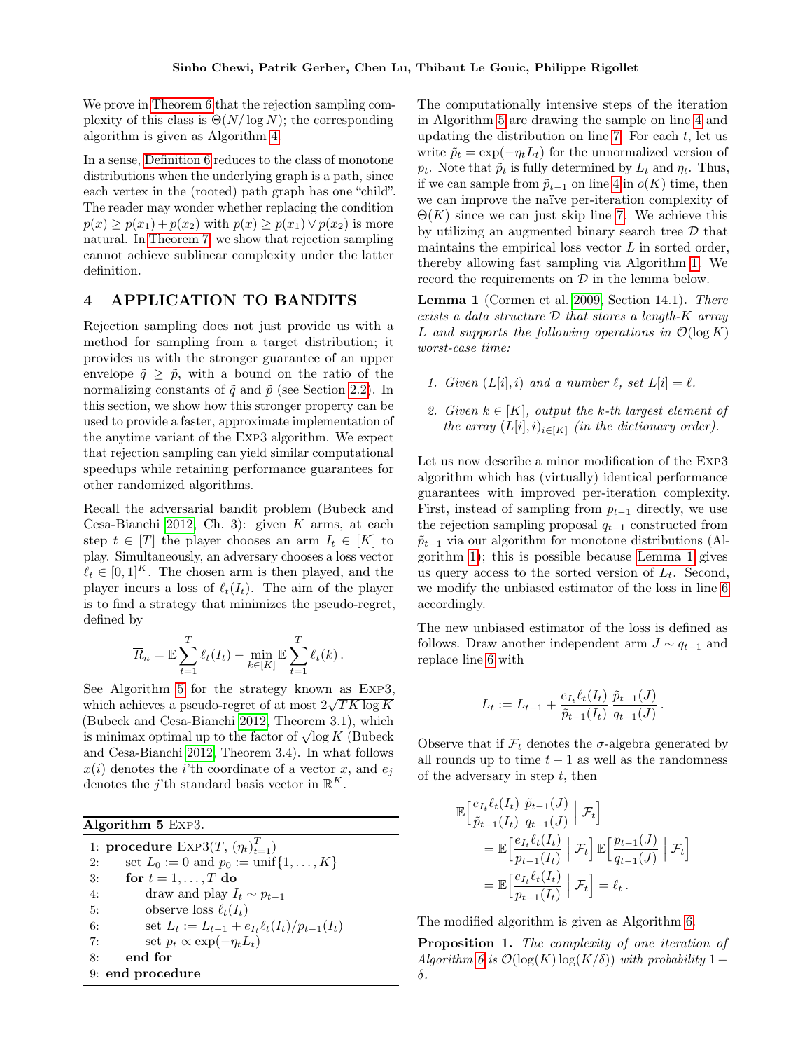We prove in Theorem 6 that the rejection sampling complexity of this class is $\Theta(N/\log N)$; the corresponding algorithm is given as Algorithm 4.

In a sense, Definition 6 reduces to the class of monotone distributions when the underlying graph is a path, since each vertex in the (rooted) path graph has one "child". The reader may wonder whether replacing the condition $p(x) \geq p(x_1) + p(x_2)$ with $p(x) \geq p(x_1) \vee p(x_2)$ is more natural. In Theorem 7, we show that rejection sampling cannot achieve sublinear complexity under the latter definition.

## 4 APPLICATION TO BANDITS

Rejection sampling does not just provide us with a method for sampling from a target distribution; it provides us with the stronger guarantee of an upper envelope $\tilde{q} \geq \tilde{p}$, with a bound on the ratio of the normalizing constants of $\tilde{q}$ and $\tilde{p}$ (see Section 2.2). In this section, we show how this stronger property can be used to provide a faster, approximate implementation of the anytime variant of the Exp3 algorithm. We expect that rejection sampling can yield similar computational speedups while retaining performance guarantees for other randomized algorithms.

Recall the adversarial bandit problem (Bubeck and Cesa-Bianchi 2012, Ch. 3): given $K$ arms, at each step $t \in [T]$ the player chooses an arm $I_t \in [K]$ to play. Simultaneously, an adversary chooses a loss vector $\ell_t \in [0,1]^K$. The chosen arm is then played, and the player incurs a loss of $\ell_t(I_t)$. The aim of the player is to find a strategy that minimizes the pseudo-regret, defined by

$$\overline{R}_n = \mathbb{E} \sum_{t=1}^{T} \ell_t(I_t) - \min_{k \in [K]} \mathbb{E} \sum_{t=1}^{T} \ell_t(k)\,.$$

See Algorithm 5 for the strategy known as Exp3, which achieves a pseudo-regret of at most $2\sqrt{TK \log K}$ (Bubeck and Cesa-Bianchi 2012, Theorem 3.1), which is minimax optimal up to the factor of $\sqrt{\log K}$ (Bubeck and Cesa-Bianchi 2012, Theorem 3.4). In what follows $x(i)$ denotes the $i$'th coordinate of a vector $x$, and $e_j$ denotes the $j$'th standard basis vector in $\mathbb{R}^K$.

**Algorithm 5** Exp3.

```
1: procedure Exp3(T, (η_t)_{t=1}^T)
2:     set L_0 := 0 and p_0 := unif{1, ..., K}
3:     for t = 1, ..., T do
4:         draw and play I_t ~ p_{t-1}
5:         observe loss ℓ_t(I_t)
6:         set L_t := L_{t-1} + e_{I_t} ℓ_t(I_t)/p_{t-1}(I_t)
7:         set p_t ∝ exp(−η_t L_t)
8:     end for
9: end procedure
```

The computationally intensive steps of the iteration in Algorithm 5 are drawing the sample on line 4 and updating the distribution on line 7. For each $t$, let us write $\tilde{p}_t = \exp(-\eta_t L_t)$ for the unnormalized version of $p_t$. Note that $\tilde{p}_t$ is fully determined by $L_t$ and $\eta_t$. Thus, if we can sample from $\tilde{p}_{t-1}$ on line 4 in $o(K)$ time, then we can improve the naïve per-iteration complexity of $\Theta(K)$ since we can just skip line 7. We achieve this by utilizing an augmented binary search tree $\mathcal{D}$ that maintains the empirical loss vector $L$ in sorted order, thereby allowing fast sampling via Algorithm 1. We record the requirements on $\mathcal{D}$ in the lemma below.

**Lemma 1** (Cormen et al. 2009, Section 14.1)**.** *There exists a data structure $\mathcal{D}$ that stores a length-$K$ array $L$ and supports the following operations in $\mathcal{O}(\log K)$ worst-case time:*

1. *Given $(L[i], i)$ and a number $\ell$, set $L[i] = \ell$.*
2. *Given $k \in [K]$, output the $k$-th largest element of the array $(L[i], i)_{i \in [K]}$ (in the dictionary order).*

Let us now describe a minor modification of the Exp3 algorithm which has (virtually) identical performance guarantees with improved per-iteration complexity. First, instead of sampling from $p_{t-1}$ directly, we use the rejection sampling proposal $q_{t-1}$ constructed from $\tilde{p}_{t-1}$ via our algorithm for monotone distributions (Algorithm 1); this is possible because Lemma 1 gives us query access to the sorted version of $L_t$. Second, we modify the unbiased estimator of the loss in line 6 accordingly.

The new unbiased estimator of the loss is defined as follows. Draw another independent arm $J \sim q_{t-1}$ and replace line 6 with

$$L_t := L_{t-1} + \frac{e_{I_t} \ell_t(I_t)}{\tilde{p}_{t-1}(I_t)} \, \frac{\tilde{p}_{t-1}(J)}{q_{t-1}(J)}\,.$$

Observe that if $\mathcal{F}_t$ denotes the $\sigma$-algebra generated by all rounds up to time $t-1$ as well as the randomness of the adversary in step $t$, then

$$\begin{aligned}
&\mathbb{E}\Big[\frac{e_{I_t} \ell_t(I_t)}{\tilde{p}_{t-1}(I_t)} \, \frac{\tilde{p}_{t-1}(J)}{q_{t-1}(J)} \Bigm| \mathcal{F}_t\Big] \\
&\qquad = \mathbb{E}\Big[\frac{e_{I_t} \ell_t(I_t)}{p_{t-1}(I_t)} \Bigm| \mathcal{F}_t\Big] \, \mathbb{E}\Big[\frac{p_{t-1}(J)}{q_{t-1}(J)} \Bigm| \mathcal{F}_t\Big] \\
&\qquad = \mathbb{E}\Big[\frac{e_{I_t} \ell_t(I_t)}{p_{t-1}(I_t)} \Bigm| \mathcal{F}_t\Big] = \ell_t\,.
\end{aligned}$$

The modified algorithm is given as Algorithm 6.

**Proposition 1.** *The complexity of one iteration of Algorithm 6 is $\mathcal{O}(\log(K)\log(K/\delta))$ with probability $1 - \delta$.*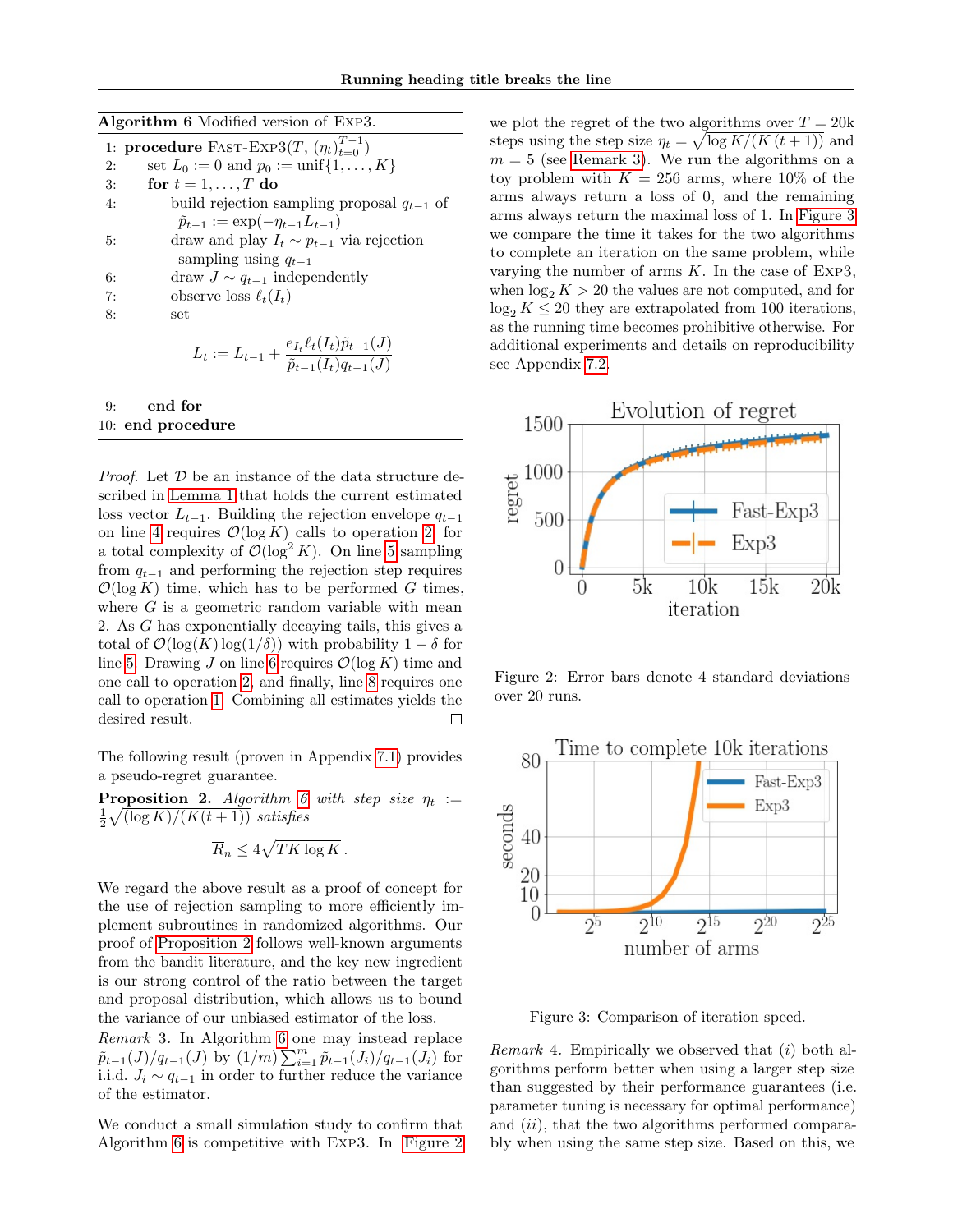**Algorithm 6** Modified version of EXP3.

1: **procedure** FAST-EXP3($T$, $(\eta_t)_{t=0}^{T-1}$)
2: set $L_0 := 0$ and $p_0 := \text{unif}\{1, \ldots, K\}$
3: **for** $t = 1, \ldots, T$ **do**
4: build rejection sampling proposal $q_{t-1}$ of $\tilde{p}_{t-1} := \exp(-\eta_{t-1} L_{t-1})$
5: draw and play $I_t \sim p_{t-1}$ via rejection sampling using $q_{t-1}$
6: draw $J \sim q_{t-1}$ independently
7: observe loss $\ell_t(I_t)$
8: set

$$L_t := L_{t-1} + \frac{e_{I_t} \ell_t(I_t) \tilde{p}_{t-1}(J)}{\tilde{p}_{t-1}(I_t) q_{t-1}(J)}$$

9: **end for**
10: **end procedure**

*Proof.* Let $\mathcal{D}$ be an instance of the data structure described in Lemma 1 that holds the current estimated loss vector $L_{t-1}$. Building the rejection envelope $q_{t-1}$ on line 4 requires $\mathcal{O}(\log K)$ calls to operation 2, for a total complexity of $\mathcal{O}(\log^2 K)$. On line 5 sampling from $q_{t-1}$ and performing the rejection step requires $\mathcal{O}(\log K)$ time, which has to be performed $G$ times, where $G$ is a geometric random variable with mean 2. As $G$ has exponentially decaying tails, this gives a total of $\mathcal{O}(\log(K)\log(1/\delta))$ with probability $1 - \delta$ for line 5. Drawing $J$ on line 6 requires $\mathcal{O}(\log K)$ time and one call to operation 2, and finally, line 8 requires one call to operation 1. Combining all estimates yields the desired result. □

The following result (proven in Appendix 7.1) provides a pseudo-regret guarantee.

**Proposition 2.** *Algorithm 6 with step size* $\eta_t := \frac{1}{2}\sqrt{(\log K)/(K(t+1))}$ *satisfies*

$$\overline{R}_n \leq 4\sqrt{TK \log K}\,.$$

We regard the above result as a proof of concept for the use of rejection sampling to more efficiently implement subroutines in randomized algorithms. Our proof of Proposition 2 follows well-known arguments from the bandit literature, and the key new ingredient is our strong control of the ratio between the target and proposal distribution, which allows us to bound the variance of our unbiased estimator of the loss.

*Remark* 3. In Algorithm 6 one may instead replace $\tilde{p}_{t-1}(J)/q_{t-1}(J)$ by $(1/m)\sum_{i=1}^{m} \tilde{p}_{t-1}(J_i)/q_{t-1}(J_i)$ for i.i.d. $J_i \sim q_{t-1}$ in order to further reduce the variance of the estimator.

We conduct a small simulation study to confirm that Algorithm 6 is competitive with EXP3. In Figure 2 we plot the regret of the two algorithms over $T = 20$k steps using the step size $\eta_t = \sqrt{\log K/(K(t+1))}$ and $m = 5$ (see Remark 3). We run the algorithms on a toy problem with $K = 256$ arms, where 10% of the arms always return a loss of 0, and the remaining arms always return the maximal loss of 1. In Figure 3 we compare the time it takes for the two algorithms to complete an iteration on the same problem, while varying the number of arms $K$. In the case of EXP3, when $\log_2 K > 20$ the values are not computed, and for $\log_2 K \leq 20$ they are extrapolated from 100 iterations, as the running time becomes prohibitive otherwise. For additional experiments and details on reproducibility see Appendix 7.2.

Figure 2: Error bars denote 4 standard deviations over 20 runs.

Figure 3: Comparison of iteration speed.

*Remark* 4. Empirically we observed that $(i)$ both algorithms perform better when using a larger step size than suggested by their performance guarantees (i.e. parameter tuning is necessary for optimal performance) and $(ii)$, that the two algorithms performed comparably when using the same step size. Based on this, we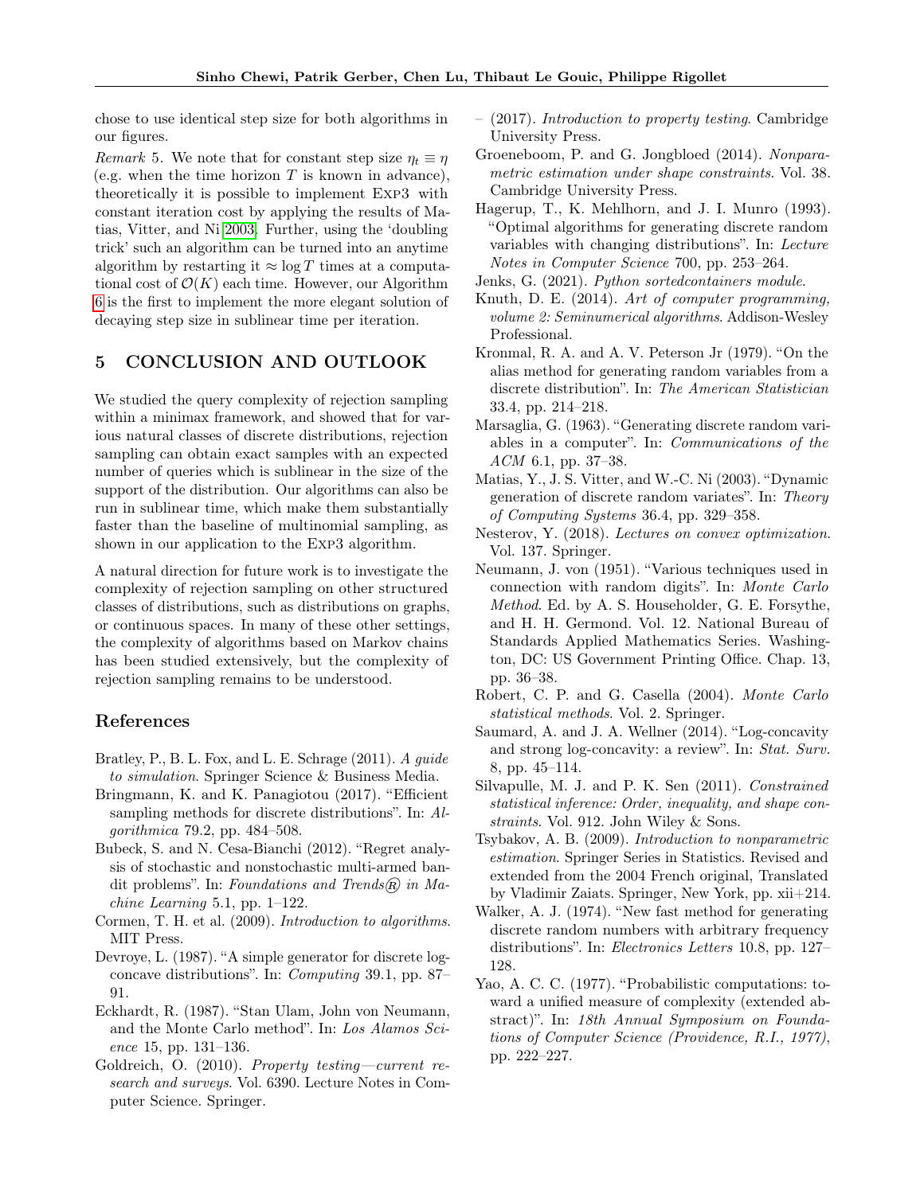chose to use identical step size for both algorithms in our figures.

*Remark* 5. We note that for constant step size $\eta_t \equiv \eta$ (e.g. when the time horizon $T$ is known in advance), theoretically it is possible to implement EXP3 with constant iteration cost by applying the results of Matias, Vitter, and Ni 2003. Further, using the 'doubling trick' such an algorithm can be turned into an anytime algorithm by restarting it $\approx \log T$ times at a computational cost of $\mathcal{O}(K)$ each time. However, our Algorithm 6 is the first to implement the more elegant solution of decaying step size in sublinear time per iteration.

## 5 CONCLUSION AND OUTLOOK

We studied the query complexity of rejection sampling within a minimax framework, and showed that for various natural classes of discrete distributions, rejection sampling can obtain exact samples with an expected number of queries which is sublinear in the size of the support of the distribution. Our algorithms can also be run in sublinear time, which make them substantially faster than the baseline of multinomial sampling, as shown in our application to the EXP3 algorithm.

A natural direction for future work is to investigate the complexity of rejection sampling on other structured classes of distributions, such as distributions on graphs, or continuous spaces. In many of these other settings, the complexity of algorithms based on Markov chains has been studied extensively, but the complexity of rejection sampling remains to be understood.

## References

Bratley, P., B. L. Fox, and L. E. Schrage (2011). *A guide to simulation*. Springer Science & Business Media.

Bringmann, K. and K. Panagiotou (2017). "Efficient sampling methods for discrete distributions". In: *Algorithmica* 79.2, pp. 484–508.

Bubeck, S. and N. Cesa-Bianchi (2012). "Regret analysis of stochastic and nonstochastic multi-armed bandit problems". In: *Foundations and Trends® in Machine Learning* 5.1, pp. 1–122.

Cormen, T. H. et al. (2009). *Introduction to algorithms*. MIT Press.

Devroye, L. (1987). "A simple generator for discrete log-concave distributions". In: *Computing* 39.1, pp. 87–91.

Eckhardt, R. (1987). "Stan Ulam, John von Neumann, and the Monte Carlo method". In: *Los Alamos Science* 15, pp. 131–136.

Goldreich, O. (2010). *Property testing—current research and surveys*. Vol. 6390. Lecture Notes in Computer Science. Springer.

– (2017). *Introduction to property testing*. Cambridge University Press.

Groeneboom, P. and G. Jongbloed (2014). *Nonparametric estimation under shape constraints*. Vol. 38. Cambridge University Press.

Hagerup, T., K. Mehlhorn, and J. I. Munro (1993). "Optimal algorithms for generating discrete random variables with changing distributions". In: *Lecture Notes in Computer Science* 700, pp. 253–264.

Jenks, G. (2021). *Python sortedcontainers module*.

Knuth, D. E. (2014). *Art of computer programming, volume 2: Seminumerical algorithms*. Addison-Wesley Professional.

Kronmal, R. A. and A. V. Peterson Jr (1979). "On the alias method for generating random variables from a discrete distribution". In: *The American Statistician* 33.4, pp. 214–218.

Marsaglia, G. (1963). "Generating discrete random variables in a computer". In: *Communications of the ACM* 6.1, pp. 37–38.

Matias, Y., J. S. Vitter, and W.-C. Ni (2003). "Dynamic generation of discrete random variates". In: *Theory of Computing Systems* 36.4, pp. 329–358.

Nesterov, Y. (2018). *Lectures on convex optimization*. Vol. 137. Springer.

Neumann, J. von (1951). "Various techniques used in connection with random digits". In: *Monte Carlo Method*. Ed. by A. S. Householder, G. E. Forsythe, and H. H. Germond. Vol. 12. National Bureau of Standards Applied Mathematics Series. Washington, DC: US Government Printing Office. Chap. 13, pp. 36–38.

Robert, C. P. and G. Casella (2004). *Monte Carlo statistical methods*. Vol. 2. Springer.

Saumard, A. and J. A. Wellner (2014). "Log-concavity and strong log-concavity: a review". In: *Stat. Surv.* 8, pp. 45–114.

Silvapulle, M. J. and P. K. Sen (2011). *Constrained statistical inference: Order, inequality, and shape constraints*. Vol. 912. John Wiley & Sons.

Tsybakov, A. B. (2009). *Introduction to nonparametric estimation*. Springer Series in Statistics. Revised and extended from the 2004 French original, Translated by Vladimir Zaiats. Springer, New York, pp. xii+214.

Walker, A. J. (1974). "New fast method for generating discrete random numbers with arbitrary frequency distributions". In: *Electronics Letters* 10.8, pp. 127–128.

Yao, A. C. C. (1977). "Probabilistic computations: toward a unified measure of complexity (extended abstract)". In: *18th Annual Symposium on Foundations of Computer Science (Providence, R.I., 1977)*, pp. 222–227.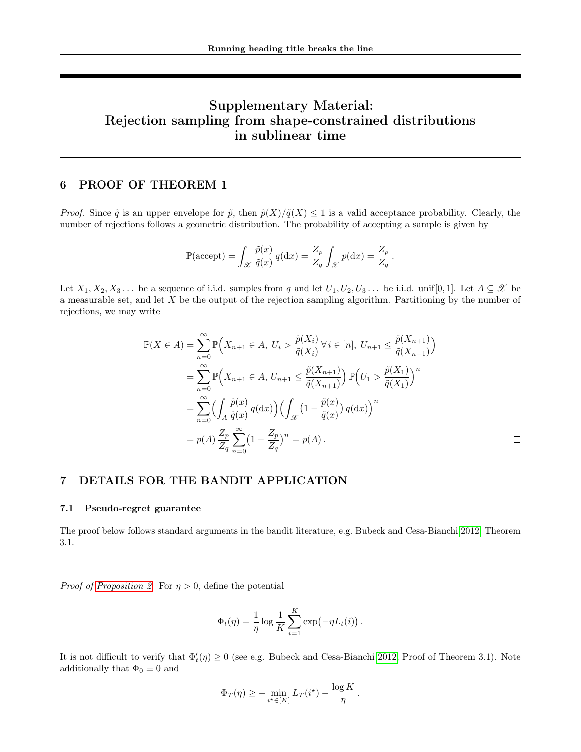# Supplementary Material: Rejection sampling from shape-constrained distributions in sublinear time

## 6 PROOF OF THEOREM 1

*Proof.* Since $\tilde{q}$ is an upper envelope for $\tilde{p}$, then $\tilde{p}(X)/\tilde{q}(X) \le 1$ is a valid acceptance probability. Clearly, the number of rejections follows a geometric distribution. The probability of accepting a sample is given by

$$\mathbb{P}(\text{accept}) = \int_{\mathscr{X}} \frac{\tilde{p}(x)}{\tilde{q}(x)}\, q(\mathrm{d}x) = \frac{Z_p}{Z_q} \int_{\mathscr{X}} p(\mathrm{d}x) = \frac{Z_p}{Z_q}\,.$$

Let $X_1, X_2, X_3 \dots$ be a sequence of i.i.d. samples from $q$ and let $U_1, U_2, U_3 \dots$ be i.i.d. unif$[0,1]$. Let $A \subseteq \mathscr{X}$ be a measurable set, and let $X$ be the output of the rejection sampling algorithm. Partitioning by the number of rejections, we may write

$$\begin{aligned}
\mathbb{P}(X \in A) &= \sum_{n=0}^{\infty} \mathbb{P}\Big(X_{n+1} \in A,\ U_i > \frac{\tilde{p}(X_i)}{\tilde{q}(X_i)}\ \forall\, i \in [n],\ U_{n+1} \le \frac{\tilde{p}(X_{n+1})}{\tilde{q}(X_{n+1})}\Big) \\
&= \sum_{n=0}^{\infty} \mathbb{P}\Big(X_{n+1} \in A,\ U_{n+1} \le \frac{\tilde{p}(X_{n+1})}{\tilde{q}(X_{n+1})}\Big)\, \mathbb{P}\Big(U_1 > \frac{\tilde{p}(X_1)}{\tilde{q}(X_1)}\Big)^n \\
&= \sum_{n=0}^{\infty} \Big(\int_A \frac{\tilde{p}(x)}{\tilde{q}(x)}\, q(\mathrm{d}x)\Big) \Big(\int_{\mathscr{X}} \big(1 - \frac{\tilde{p}(x)}{\tilde{q}(x)}\big)\, q(\mathrm{d}x)\Big)^n \\
&= p(A)\, \frac{Z_p}{Z_q} \sum_{n=0}^{\infty} \big(1 - \frac{Z_p}{Z_q}\big)^n = p(A)\,.
\end{aligned}$$

$\square$

## 7 DETAILS FOR THE BANDIT APPLICATION

### 7.1 Pseudo-regret guarantee

The proof below follows standard arguments in the bandit literature, e.g. Bubeck and Cesa-Bianchi [2012], Theorem 3.1.

*Proof of Proposition 2.* For $\eta > 0$, define the potential

$$\Phi_t(\eta) = \frac{1}{\eta} \log \frac{1}{K} \sum_{i=1}^{K} \exp\big(-\eta L_t(i)\big)\,.$$

It is not difficult to verify that $\Phi_t'(\eta) \ge 0$ (see e.g. Bubeck and Cesa-Bianchi [2012], Proof of Theorem 3.1). Note additionally that $\Phi_0 \equiv 0$ and

$$\Phi_T(\eta) \ge -\min_{i^\star \in [K]} L_T(i^\star) - \frac{\log K}{\eta}\,.$$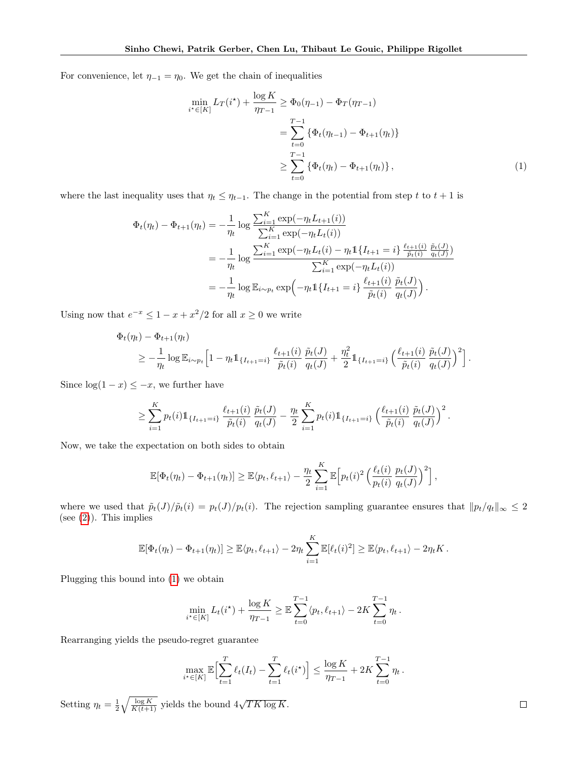For convenience, let $\eta_{-1} = \eta_0$. We get the chain of inequalities

$$
\begin{aligned}
\min_{i^\star \in [K]} L_T(i^\star) + \frac{\log K}{\eta_{T-1}} &\geq \Phi_0(\eta_{-1}) - \Phi_T(\eta_{T-1}) \\
&= \sum_{t=0}^{T-1} \{\Phi_t(\eta_{t-1}) - \Phi_{t+1}(\eta_t)\} \\
&\geq \sum_{t=0}^{T-1} \{\Phi_t(\eta_t) - \Phi_{t+1}(\eta_t)\}\,, \qquad (1)
\end{aligned}
$$

where the last inequality uses that $\eta_t \leq \eta_{t-1}$. The change in the potential from step $t$ to $t+1$ is

$$
\begin{aligned}
\Phi_t(\eta_t) - \Phi_{t+1}(\eta_t) &= -\frac{1}{\eta_t} \log \frac{\sum_{i=1}^K \exp(-\eta_t L_{t+1}(i))}{\sum_{i=1}^K \exp(-\eta_t L_t(i))} \\
&= -\frac{1}{\eta_t} \log \frac{\sum_{i=1}^K \exp(-\eta_t L_t(i) - \eta_t \mathbb{1}\{I_{t+1} = i\} \frac{\ell_{t+1}(i)}{\tilde{p}_t(i)} \frac{\tilde{p}_t(J)}{q_t(J)})}{\sum_{i=1}^K \exp(-\eta_t L_t(i))} \\
&= -\frac{1}{\eta_t} \log \mathbb{E}_{i \sim p_t} \exp\Big(-\eta_t \mathbb{1}\{I_{t+1} = i\} \frac{\ell_{t+1}(i)}{\tilde{p}_t(i)} \frac{\tilde{p}_t(J)}{q_t(J)}\Big)\,.
\end{aligned}
$$

Using now that $e^{-x} \leq 1 - x + x^2/2$ for all $x \geq 0$ we write

$$
\begin{aligned}
&\Phi_t(\eta_t) - \Phi_{t+1}(\eta_t) \\
&\geq -\frac{1}{\eta_t} \log \mathbb{E}_{i \sim p_t}\Big[1 - \eta_t \mathbb{1}_{\{I_{t+1}=i\}} \frac{\ell_{t+1}(i)}{\tilde{p}_t(i)} \frac{\tilde{p}_t(J)}{q_t(J)} + \frac{\eta_t^2}{2} \mathbb{1}_{\{I_{t+1}=i\}} \Big(\frac{\ell_{t+1}(i)}{\tilde{p}_t(i)} \frac{\tilde{p}_t(J)}{q_t(J)}\Big)^2\Big]\,.
\end{aligned}
$$

Since $\log(1-x) \leq -x$, we further have

$$
\geq \sum_{i=1}^K p_t(i) \mathbb{1}_{\{I_{t+1}=i\}} \frac{\ell_{t+1}(i)}{\tilde{p}_t(i)} \frac{\tilde{p}_t(J)}{q_t(J)} - \frac{\eta_t}{2} \sum_{i=1}^K p_t(i) \mathbb{1}_{\{I_{t+1}=i\}} \Big(\frac{\ell_{t+1}(i)}{\tilde{p}_t(i)} \frac{\tilde{p}_t(J)}{q_t(J)}\Big)^2\,.
$$

Now, we take the expectation on both sides to obtain

$$
\mathbb{E}[\Phi_t(\eta_t) - \Phi_{t+1}(\eta_t)] \geq \mathbb{E}\langle p_t, \ell_{t+1}\rangle - \frac{\eta_t}{2} \sum_{i=1}^K \mathbb{E}\Big[p_t(i)^2 \Big(\frac{\ell_t(i)}{p_t(i)} \frac{p_t(J)}{q_t(J)}\Big)^2\Big]\,,
$$

where we used that $\tilde{p}_t(J)/\tilde{p}_t(i) = p_t(J)/p_t(i)$. The rejection sampling guarantee ensures that $\|p_t/q_t\|_\infty \leq 2$ (see (2)). This implies

$$
\mathbb{E}[\Phi_t(\eta_t) - \Phi_{t+1}(\eta_t)] \geq \mathbb{E}\langle p_t, \ell_{t+1}\rangle - 2\eta_t \sum_{i=1}^K \mathbb{E}[\ell_t(i)^2] \geq \mathbb{E}\langle p_t, \ell_{t+1}\rangle - 2\eta_t K\,.
$$

Plugging this bound into (1) we obtain

$$
\min_{i^\star \in [K]} L_t(i^\star) + \frac{\log K}{\eta_{T-1}} \geq \mathbb{E} \sum_{t=0}^{T-1} \langle p_t, \ell_{t+1}\rangle - 2K \sum_{t=0}^{T-1} \eta_t\,.
$$

Rearranging yields the pseudo-regret guarantee

$$
\max_{i^\star \in [K]} \mathbb{E}\Big[\sum_{t=1}^T \ell_t(I_t) - \sum_{t=1}^T \ell_t(i^\star)\Big] \leq \frac{\log K}{\eta_{T-1}} + 2K \sum_{t=0}^{T-1} \eta_t\,.
$$

Setting $\eta_t = \frac{1}{2}\sqrt{\frac{\log K}{K(t+1)}}$ yields the bound $4\sqrt{TK \log K}$. □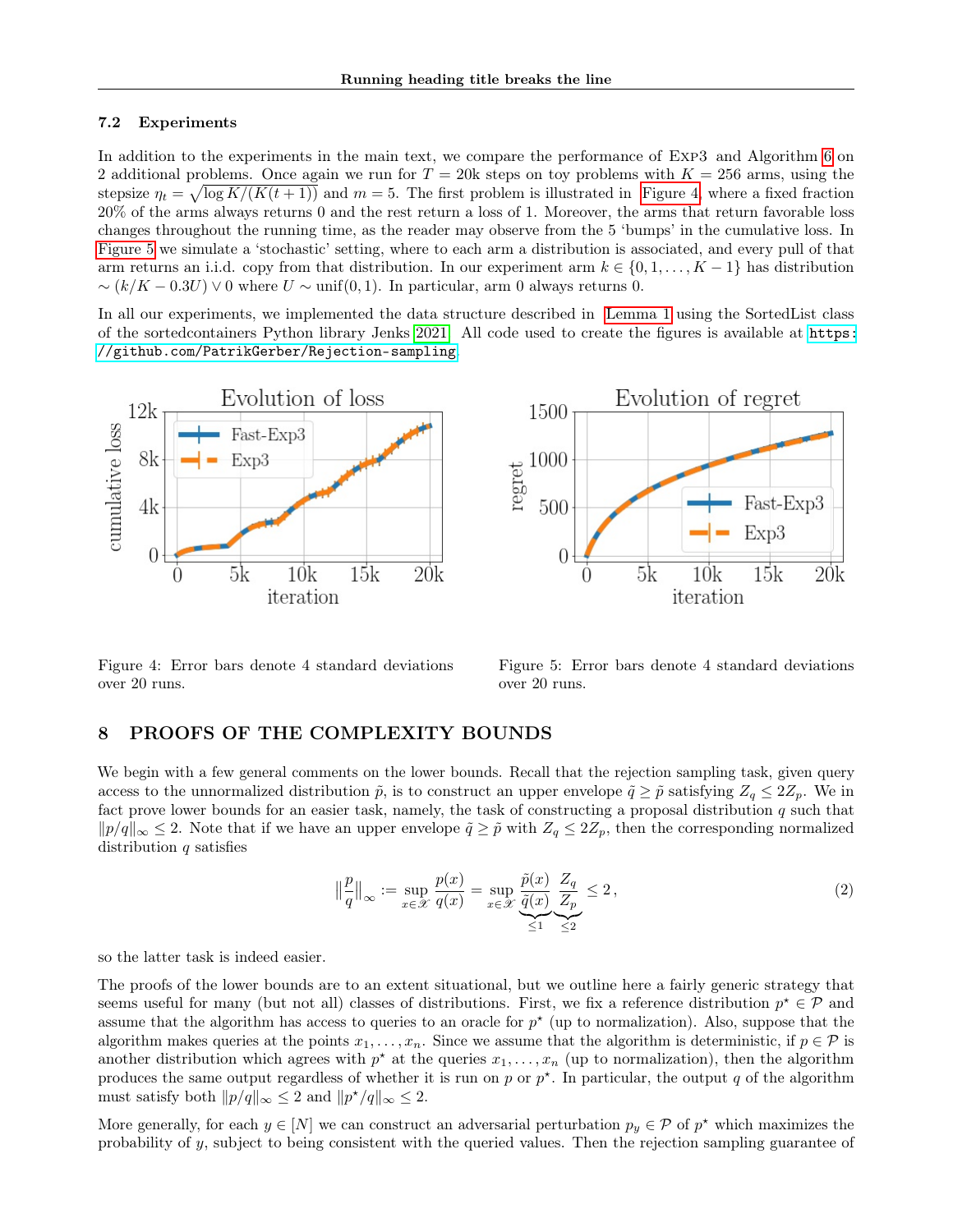### 7.2 Experiments

In addition to the experiments in the main text, we compare the performance of Exp3 and Algorithm 6 on 2 additional problems. Once again we run for $T = 20\text{k}$ steps on toy problems with $K = 256$ arms, using the stepsize $\eta_t = \sqrt{\log K/(K(t+1))}$ and $m = 5$. The first problem is illustrated in Figure 4, where a fixed fraction 20% of the arms always returns 0 and the rest return a loss of 1. Moreover, the arms that return favorable loss changes throughout the running time, as the reader may observe from the 5 'bumps' in the cumulative loss. In Figure 5 we simulate a 'stochastic' setting, where to each arm a distribution is associated, and every pull of that arm returns an i.i.d. copy from that distribution. In our experiment arm $k \in \{0, 1, \ldots, K-1\}$ has distribution $\sim (k/K - 0.3U) \vee 0$ where $U \sim \text{unif}(0, 1)$. In particular, arm 0 always returns 0.

In all our experiments, we implemented the data structure described in Lemma 1 using the SortedList class of the sortedcontainers Python library Jenks 2021. All code used to create the figures is available at https://github.com/PatrikGerber/Rejection-sampling.

Figure 4: Error bars denote 4 standard deviations over 20 runs.

Figure 5: Error bars denote 4 standard deviations over 20 runs.

## 8 PROOFS OF THE COMPLEXITY BOUNDS

We begin with a few general comments on the lower bounds. Recall that the rejection sampling task, given query access to the unnormalized distribution $\tilde{p}$, is to construct an upper envelope $\tilde{q} \geq \tilde{p}$ satisfying $Z_q \leq 2Z_p$. We in fact prove lower bounds for an easier task, namely, the task of constructing a proposal distribution $q$ such that $\|p/q\|_\infty \leq 2$. Note that if we have an upper envelope $\tilde{q} \geq \tilde{p}$ with $Z_q \leq 2Z_p$, then the corresponding normalized distribution $q$ satisfies

$$\left\|\frac{p}{q}\right\|_\infty := \sup_{x \in \mathscr{X}} \frac{p(x)}{q(x)} = \sup_{x \in \mathscr{X}} \underbrace{\frac{\tilde{p}(x)}{\tilde{q}(x)}}_{\leq 1} \underbrace{\frac{Z_q}{Z_p}}_{\leq 2} \leq 2\,, \tag{2}$$

so the latter task is indeed easier.

The proofs of the lower bounds are to an extent situational, but we outline here a fairly generic strategy that seems useful for many (but not all) classes of distributions. First, we fix a reference distribution $p^\star \in \mathcal{P}$ and assume that the algorithm has access to queries to an oracle for $p^\star$ (up to normalization). Also, suppose that the algorithm makes queries at the points $x_1, \ldots, x_n$. Since we assume that the algorithm is deterministic, if $p \in \mathcal{P}$ is another distribution which agrees with $p^\star$ at the queries $x_1, \ldots, x_n$ (up to normalization), then the algorithm produces the same output regardless of whether it is run on $p$ or $p^\star$. In particular, the output $q$ of the algorithm must satisfy both $\|p/q\|_\infty \leq 2$ and $\|p^\star/q\|_\infty \leq 2$.

More generally, for each $y \in [N]$ we can construct an adversarial perturbation $p_y \in \mathcal{P}$ of $p^\star$ which maximizes the probability of $y$, subject to being consistent with the queried values. Then the rejection sampling guarantee of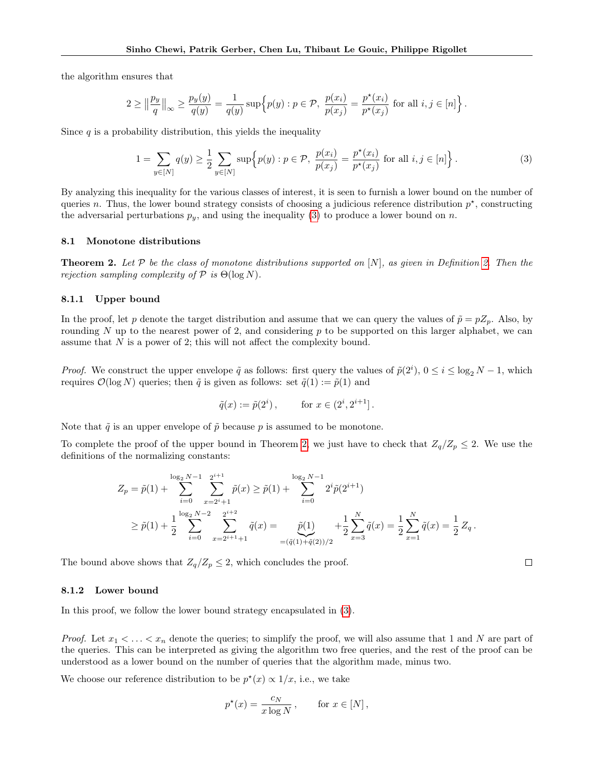the algorithm ensures that

$$2 \geq \left\| \frac{p_y}{q} \right\|_\infty \geq \frac{p_y(y)}{q(y)} = \frac{1}{q(y)} \sup\Big\{ p(y) : p \in \mathcal{P},\ \frac{p(x_i)}{p(x_j)} = \frac{p^\star(x_i)}{p^\star(x_j)} \text{ for all } i, j \in [n] \Big\} .$$

Since $q$ is a probability distribution, this yields the inequality

$$1 = \sum_{y \in [N]} q(y) \geq \frac{1}{2} \sum_{y \in [N]} \sup\Big\{ p(y) : p \in \mathcal{P},\ \frac{p(x_i)}{p(x_j)} = \frac{p^\star(x_i)}{p^\star(x_j)} \text{ for all } i, j \in [n] \Big\} . \tag{3}$$

By analyzing this inequality for the various classes of interest, it is seen to furnish a lower bound on the number of queries $n$. Thus, the lower bound strategy consists of choosing a judicious reference distribution $p^\star$, constructing the adversarial perturbations $p_y$, and using the inequality (3) to produce a lower bound on $n$.

### 8.1 Monotone distributions

**Theorem 2.** *Let $\mathcal{P}$ be the class of monotone distributions supported on $[N]$, as given in Definition 2. Then the rejection sampling complexity of $\mathcal{P}$ is $\Theta(\log N)$.*

#### 8.1.1 Upper bound

In the proof, let $p$ denote the target distribution and assume that we can query the values of $\tilde{p} = pZ_p$. Also, by rounding $N$ up to the nearest power of 2, and considering $p$ to be supported on this larger alphabet, we can assume that $N$ is a power of 2; this will not affect the complexity bound.

*Proof.* We construct the upper envelope $\tilde{q}$ as follows: first query the values of $\tilde{p}(2^i)$, $0 \leq i \leq \log_2 N - 1$, which requires $\mathcal{O}(\log N)$ queries; then $\tilde{q}$ is given as follows: set $\tilde{q}(1) := \tilde{p}(1)$ and

$$\tilde{q}(x) := \tilde{p}(2^i) , \qquad \text{for } x \in (2^i, 2^{i+1}] .$$

Note that $\tilde{q}$ is an upper envelope of $\tilde{p}$ because $p$ is assumed to be monotone.

To complete the proof of the upper bound in Theorem 2, we just have to check that $Z_q/Z_p \leq 2$. We use the definitions of the normalizing constants:

$$\begin{aligned} Z_p &= \tilde{p}(1) + \sum_{i=0}^{\log_2 N - 1} \sum_{x = 2^i + 1}^{2^{i+1}} \tilde{p}(x) \geq \tilde{p}(1) + \sum_{i=0}^{\log_2 N - 1} 2^i \tilde{p}(2^{i+1}) \\ &\geq \tilde{p}(1) + \frac{1}{2} \sum_{i=0}^{\log_2 N - 2} \sum_{x = 2^{i+1}+1}^{2^{i+2}} \tilde{q}(x) = \underbrace{\tilde{p}(1)}_{= (\tilde{q}(1) + \tilde{q}(2))/2} + \frac{1}{2} \sum_{x=3}^{N} \tilde{q}(x) = \frac{1}{2} \sum_{x=1}^{N} \tilde{q}(x) = \frac{1}{2}\, Z_q . \end{aligned}$$

The bound above shows that $Z_q/Z_p \leq 2$, which concludes the proof. □

#### 8.1.2 Lower bound

In this proof, we follow the lower bound strategy encapsulated in (3).

*Proof.* Let $x_1 < \ldots < x_n$ denote the queries; to simplify the proof, we will also assume that 1 and $N$ are part of the queries. This can be interpreted as giving the algorithm two free queries, and the rest of the proof can be understood as a lower bound on the number of queries that the algorithm made, minus two.

We choose our reference distribution to be $p^\star(x) \propto 1/x$, i.e., we take

$$p^\star(x) = \frac{c_N}{x \log N} , \qquad \text{for } x \in [N] ,$$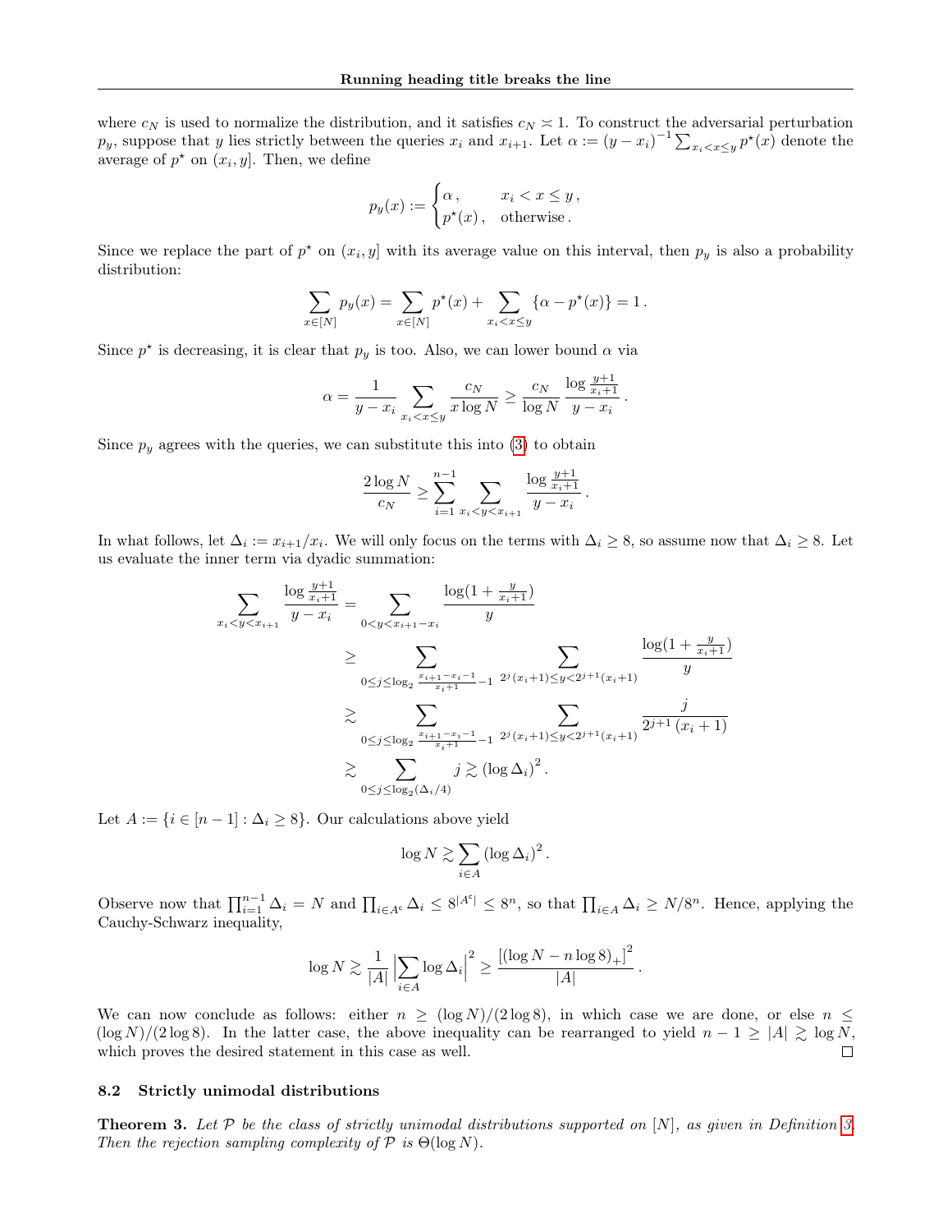where $c_N$ is used to normalize the distribution, and it satisfies $c_N \asymp 1$. To construct the adversarial perturbation $p_y$, suppose that $y$ lies strictly between the queries $x_i$ and $x_{i+1}$. Let $\alpha := (y - x_i)^{-1} \sum_{x_i < x \le y} p^\star(x)$ denote the average of $p^\star$ on $(x_i, y]$. Then, we define

$$p_y(x) := \begin{cases} \alpha\,, & x_i < x \le y\,, \\ p^\star(x)\,, & \text{otherwise}\,. \end{cases}$$

Since we replace the part of $p^\star$ on $(x_i, y]$ with its average value on this interval, then $p_y$ is also a probability distribution:

$$\sum_{x \in [N]} p_y(x) = \sum_{x \in [N]} p^\star(x) + \sum_{x_i < x \le y} \{\alpha - p^\star(x)\} = 1\,.$$

Since $p^\star$ is decreasing, it is clear that $p_y$ is too. Also, we can lower bound $\alpha$ via

$$\alpha = \frac{1}{y - x_i} \sum_{x_i < x \le y} \frac{c_N}{x \log N} \ge \frac{c_N}{\log N} \frac{\log \frac{y+1}{x_i+1}}{y - x_i}\,.$$

Since $p_y$ agrees with the queries, we can substitute this into (3) to obtain

$$\frac{2 \log N}{c_N} \ge \sum_{i=1}^{n-1} \sum_{x_i < y < x_{i+1}} \frac{\log \frac{y+1}{x_i+1}}{y - x_i}\,.$$

In what follows, let $\Delta_i := x_{i+1}/x_i$. We will only focus on the terms with $\Delta_i \ge 8$, so assume now that $\Delta_i \ge 8$. Let us evaluate the inner term via dyadic summation:

$$\begin{aligned}
\sum_{x_i < y < x_{i+1}} \frac{\log \frac{y+1}{x_i+1}}{y - x_i} &= \sum_{0 < y < x_{i+1} - x_i} \frac{\log(1 + \frac{y}{x_i+1})}{y} \\
&\ge \sum_{0 \le j \le \log_2 \frac{x_{i+1} - x_i - 1}{x_i + 1} - 1} \; \sum_{2^j (x_i+1) \le y < 2^{j+1}(x_i+1)} \frac{\log(1 + \frac{y}{x_i+1})}{y} \\
&\gtrsim \sum_{0 \le j \le \log_2 \frac{x_{i+1} - x_i - 1}{x_i + 1} - 1} \; \sum_{2^j (x_i+1) \le y < 2^{j+1}(x_i+1)} \frac{j}{2^{j+1}(x_i+1)} \\
&\gtrsim \sum_{0 \le j \le \log_2(\Delta_i/4)} j \gtrsim (\log \Delta_i)^2\,.
\end{aligned}$$

Let $A := \{i \in [n-1] : \Delta_i \ge 8\}$. Our calculations above yield

$$\log N \gtrsim \sum_{i \in A} (\log \Delta_i)^2\,.$$

Observe now that $\prod_{i=1}^{n-1} \Delta_i = N$ and $\prod_{i \in A^c} \Delta_i \le 8^{|A^c|} \le 8^n$, so that $\prod_{i \in A} \Delta_i \ge N/8^n$. Hence, applying the Cauchy-Schwarz inequality,

$$\log N \gtrsim \frac{1}{|A|} \Big| \sum_{i \in A} \log \Delta_i \Big|^2 \ge \frac{[(\log N - n \log 8)_+]^2}{|A|}\,.$$

We can now conclude as follows: either $n \ge (\log N)/(2 \log 8)$, in which case we are done, or else $n \le (\log N)/(2 \log 8)$. In the latter case, the above inequality can be rearranged to yield $n - 1 \ge |A| \gtrsim \log N$, which proves the desired statement in this case as well. ◻

### 8.2 Strictly unimodal distributions

**Theorem 3.** *Let $\mathcal{P}$ be the class of strictly unimodal distributions supported on $[N]$, as given in Definition 3. Then the rejection sampling complexity of $\mathcal{P}$ is $\Theta(\log N)$.*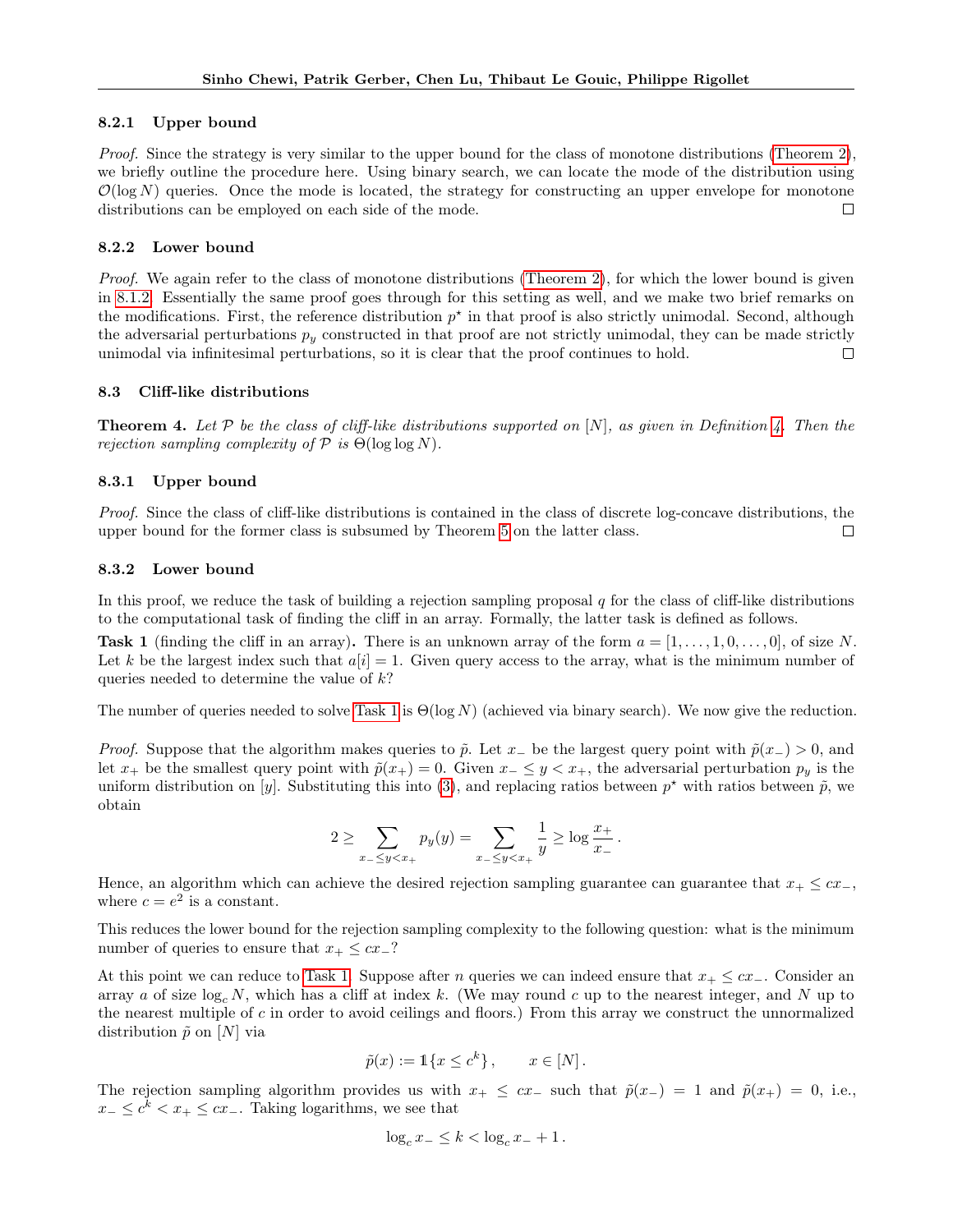#### 8.2.1 Upper bound

*Proof.* Since the strategy is very similar to the upper bound for the class of monotone distributions (Theorem 2), we briefly outline the procedure here. Using binary search, we can locate the mode of the distribution using $\mathcal{O}(\log N)$ queries. Once the mode is located, the strategy for constructing an upper envelope for monotone distributions can be employed on each side of the mode. □

#### 8.2.2 Lower bound

*Proof.* We again refer to the class of monotone distributions (Theorem 2), for which the lower bound is given in 8.1.2. Essentially the same proof goes through for this setting as well, and we make two brief remarks on the modifications. First, the reference distribution $p^\star$ in that proof is also strictly unimodal. Second, although the adversarial perturbations $p_y$ constructed in that proof are not strictly unimodal, they can be made strictly unimodal via infinitesimal perturbations, so it is clear that the proof continues to hold. □

### 8.3 Cliff-like distributions

**Theorem 4.** *Let $\mathcal{P}$ be the class of cliff-like distributions supported on $[N]$, as given in Definition 4. Then the rejection sampling complexity of $\mathcal{P}$ is $\Theta(\log\log N)$.*

#### 8.3.1 Upper bound

*Proof.* Since the class of cliff-like distributions is contained in the class of discrete log-concave distributions, the upper bound for the former class is subsumed by Theorem 5 on the latter class. □

#### 8.3.2 Lower bound

In this proof, we reduce the task of building a rejection sampling proposal $q$ for the class of cliff-like distributions to the computational task of finding the cliff in an array. Formally, the latter task is defined as follows.

**Task 1** (finding the cliff in an array)**.** There is an unknown array of the form $a = [1, \dots, 1, 0, \dots, 0]$, of size $N$. Let $k$ be the largest index such that $a[i] = 1$. Given query access to the array, what is the minimum number of queries needed to determine the value of $k$?

The number of queries needed to solve Task 1 is $\Theta(\log N)$ (achieved via binary search). We now give the reduction.

*Proof.* Suppose that the algorithm makes queries to $\tilde{p}$. Let $x_-$ be the largest query point with $\tilde{p}(x_-) > 0$, and let $x_+$ be the smallest query point with $\tilde{p}(x_+) = 0$. Given $x_- \le y < x_+$, the adversarial perturbation $p_y$ is the uniform distribution on $[y]$. Substituting this into (3), and replacing ratios between $p^\star$ with ratios between $\tilde{p}$, we obtain

$$2 \ge \sum_{x_- \le y < x_+} p_y(y) = \sum_{x_- \le y < x_+} \frac{1}{y} \ge \log \frac{x_+}{x_-}\,.$$

Hence, an algorithm which can achieve the desired rejection sampling guarantee can guarantee that $x_+ \le c x_-$, where $c = e^2$ is a constant.

This reduces the lower bound for the rejection sampling complexity to the following question: what is the minimum number of queries to ensure that $x_+ \le c x_-$?

At this point we can reduce to Task 1. Suppose after $n$ queries we can indeed ensure that $x_+ \le c x_-$. Consider an array $a$ of size $\log_c N$, which has a cliff at index $k$. (We may round $c$ up to the nearest integer, and $N$ up to the nearest multiple of $c$ in order to avoid ceilings and floors.) From this array we construct the unnormalized distribution $\tilde{p}$ on $[N]$ via

$$\tilde{p}(x) := \mathbb{1}\{x \le c^k\}\,, \qquad x \in [N]\,.$$

The rejection sampling algorithm provides us with $x_+ \le c x_-$ such that $\tilde{p}(x_-) = 1$ and $\tilde{p}(x_+) = 0$, i.e., $x_- \le c^k < x_+ \le c x_-$. Taking logarithms, we see that

$$\log_c x_- \le k < \log_c x_- + 1\,.$$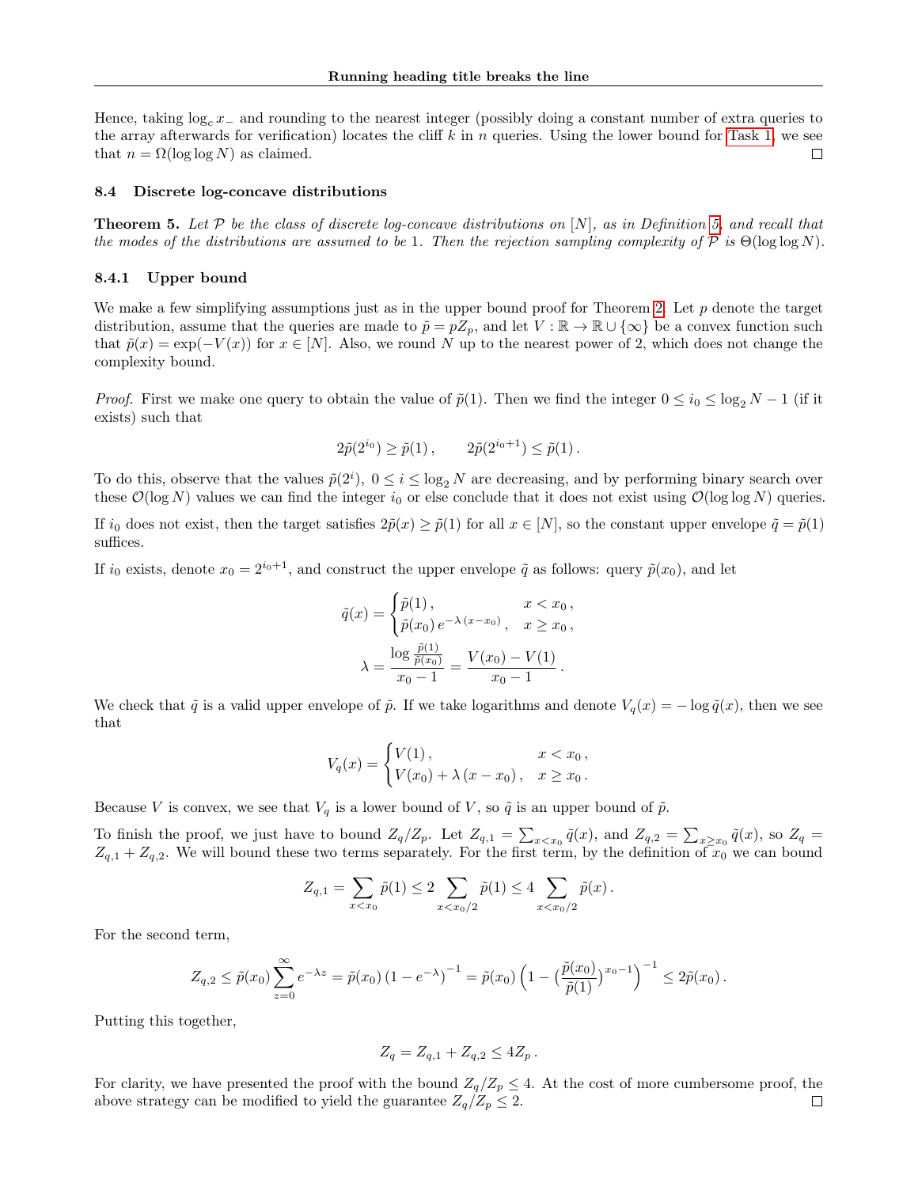Hence, taking $\log_c x_-$ and rounding to the nearest integer (possibly doing a constant number of extra queries to the array afterwards for verification) locates the cliff $k$ in $n$ queries. Using the lower bound for Task 1, we see that $n = \Omega(\log\log N)$ as claimed. ◻

### 8.4 Discrete log-concave distributions

**Theorem 5.** *Let $\mathcal{P}$ be the class of discrete log-concave distributions on $[N]$, as in Definition 5, and recall that the modes of the distributions are assumed to be 1. Then the rejection sampling complexity of $\mathcal{P}$ is $\Theta(\log\log N)$.*

#### 8.4.1 Upper bound

We make a few simplifying assumptions just as in the upper bound proof for Theorem 2. Let $p$ denote the target distribution, assume that the queries are made to $\tilde{p} = pZ_p$, and let $V : \mathbb{R} \to \mathbb{R} \cup \{\infty\}$ be a convex function such that $\tilde{p}(x) = \exp(-V(x))$ for $x \in [N]$. Also, we round $N$ up to the nearest power of 2, which does not change the complexity bound.

*Proof.* First we make one query to obtain the value of $\tilde{p}(1)$. Then we find the integer $0 \le i_0 \le \log_2 N - 1$ (if it exists) such that

$$2\tilde{p}(2^{i_0}) \ge \tilde{p}(1)\,, \qquad 2\tilde{p}(2^{i_0+1}) \le \tilde{p}(1)\,.$$

To do this, observe that the values $\tilde{p}(2^i)$, $0 \le i \le \log_2 N$ are decreasing, and by performing binary search over these $\mathcal{O}(\log N)$ values we can find the integer $i_0$ or else conclude that it does not exist using $\mathcal{O}(\log\log N)$ queries.

If $i_0$ does not exist, then the target satisfies $2\tilde{p}(x) \ge \tilde{p}(1)$ for all $x \in [N]$, so the constant upper envelope $\tilde{q} = \tilde{p}(1)$ suffices.

If $i_0$ exists, denote $x_0 = 2^{i_0+1}$, and construct the upper envelope $\tilde{q}$ as follows: query $\tilde{p}(x_0)$, and let

$$\tilde{q}(x) = \begin{cases} \tilde{p}(1)\,, & x < x_0\,, \\ \tilde{p}(x_0)\, e^{-\lambda\,(x-x_0)}\,, & x \ge x_0\,, \end{cases}$$

$$\lambda = \frac{\log \frac{\tilde{p}(1)}{\tilde{p}(x_0)}}{x_0 - 1} = \frac{V(x_0) - V(1)}{x_0 - 1}\,.$$

We check that $\tilde{q}$ is a valid upper envelope of $\tilde{p}$. If we take logarithms and denote $V_q(x) = -\log \tilde{q}(x)$, then we see that

$$V_q(x) = \begin{cases} V(1)\,, & x < x_0\,, \\ V(x_0) + \lambda\,(x - x_0)\,, & x \ge x_0\,. \end{cases}$$

Because $V$ is convex, we see that $V_q$ is a lower bound of $V$, so $\tilde{q}$ is an upper bound of $\tilde{p}$.

To finish the proof, we just have to bound $Z_q/Z_p$. Let $Z_{q,1} = \sum_{x<x_0} \tilde{q}(x)$, and $Z_{q,2} = \sum_{x \ge x_0} \tilde{q}(x)$, so $Z_q = Z_{q,1} + Z_{q,2}$. We will bound these two terms separately. For the first term, by the definition of $x_0$ we can bound

$$Z_{q,1} = \sum_{x<x_0} \tilde{p}(1) \le 2 \sum_{x<x_0/2} \tilde{p}(1) \le 4 \sum_{x<x_0/2} \tilde{p}(x)\,.$$

For the second term,

$$Z_{q,2} \le \tilde{p}(x_0) \sum_{z=0}^{\infty} e^{-\lambda z} = \tilde{p}(x_0)\,(1 - e^{-\lambda})^{-1} = \tilde{p}(x_0)\,\Big(1 - \big(\frac{\tilde{p}(x_0)}{\tilde{p}(1)}\big)^{x_0 - 1}\Big)^{-1} \le 2\tilde{p}(x_0)\,.$$

Putting this together,

$$Z_q = Z_{q,1} + Z_{q,2} \le 4 Z_p\,.$$

For clarity, we have presented the proof with the bound $Z_q/Z_p \le 4$. At the cost of more cumbersome proof, the above strategy can be modified to yield the guarantee $Z_q/Z_p \le 2$. ◻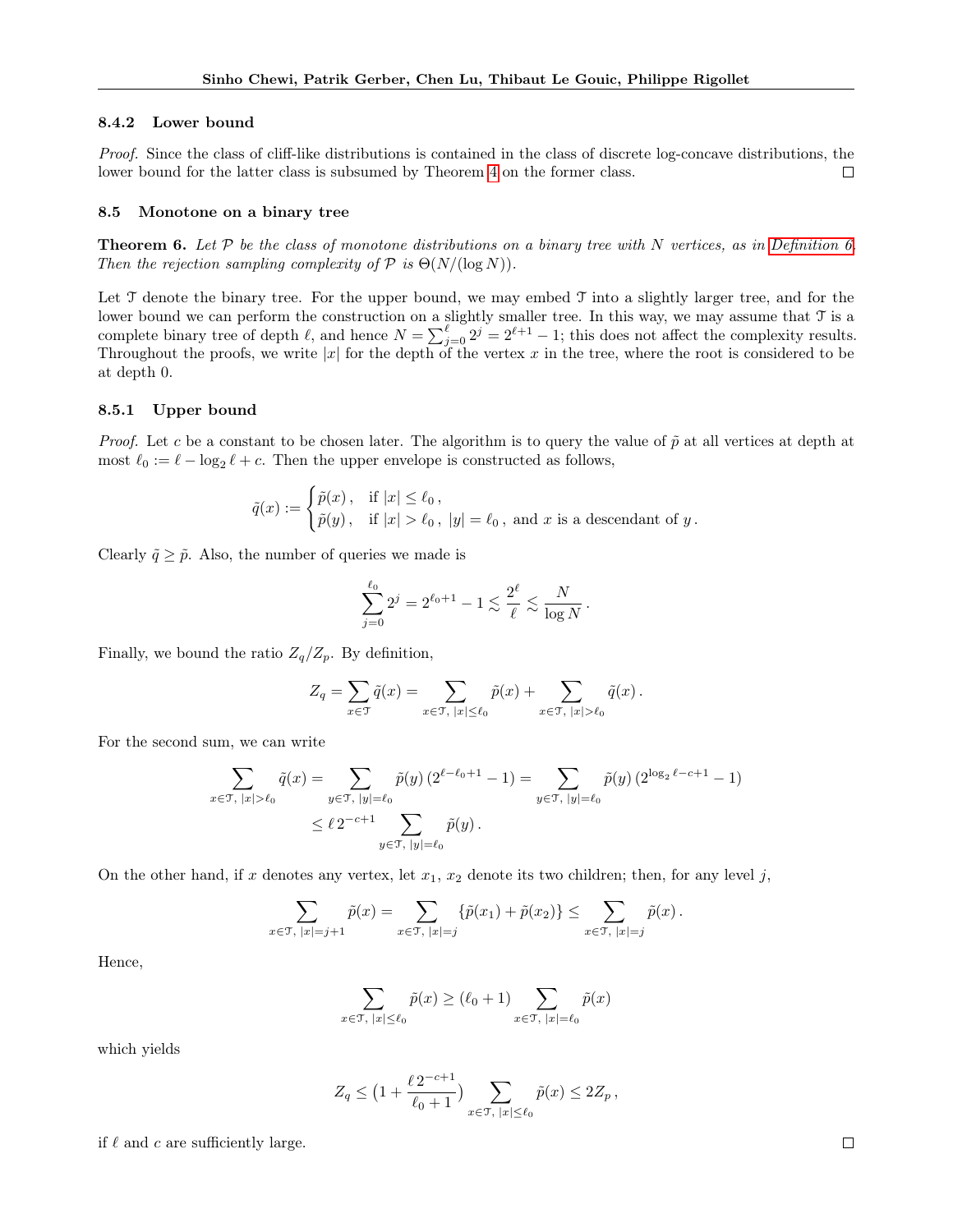### 8.4.2 Lower bound

*Proof.* Since the class of cliff-like distributions is contained in the class of discrete log-concave distributions, the lower bound for the latter class is subsumed by Theorem 4 on the former class. □

## 8.5 Monotone on a binary tree

**Theorem 6.** *Let $\mathcal{P}$ be the class of monotone distributions on a binary tree with $N$ vertices, as in Definition 6. Then the rejection sampling complexity of $\mathcal{P}$ is $\Theta(N/(\log N))$.*

Let $\mathcal{T}$ denote the binary tree. For the upper bound, we may embed $\mathcal{T}$ into a slightly larger tree, and for the lower bound we can perform the construction on a slightly smaller tree. In this way, we may assume that $\mathcal{T}$ is a complete binary tree of depth $\ell$, and hence $N = \sum_{j=0}^{\ell} 2^j = 2^{\ell+1} - 1$; this does not affect the complexity results. Throughout the proofs, we write $|x|$ for the depth of the vertex $x$ in the tree, where the root is considered to be at depth 0.

### 8.5.1 Upper bound

*Proof.* Let $c$ be a constant to be chosen later. The algorithm is to query the value of $\tilde{p}$ at all vertices at depth at most $\ell_0 := \ell - \log_2 \ell + c$. Then the upper envelope is constructed as follows,

$$\tilde{q}(x) := \begin{cases} \tilde{p}(x)\,, & \text{if } |x| \le \ell_0\,, \\ \tilde{p}(y)\,, & \text{if } |x| > \ell_0\,,\ |y| = \ell_0\,, \text{ and } x \text{ is a descendant of } y\,. \end{cases}$$

Clearly $\tilde{q} \ge \tilde{p}$. Also, the number of queries we made is

$$\sum_{j=0}^{\ell_0} 2^j = 2^{\ell_0+1} - 1 \lesssim \frac{2^\ell}{\ell} \lesssim \frac{N}{\log N}\,.$$

Finally, we bound the ratio $Z_q/Z_p$. By definition,

$$Z_q = \sum_{x\in\mathcal{T}} \tilde{q}(x) = \sum_{x\in\mathcal{T},\ |x|\le\ell_0} \tilde{p}(x) + \sum_{x\in\mathcal{T},\ |x|>\ell_0} \tilde{q}(x)\,.$$

For the second sum, we can write

$$\begin{aligned} \sum_{x\in\mathcal{T},\ |x|>\ell_0} \tilde{q}(x) &= \sum_{y\in\mathcal{T},\ |y|=\ell_0} \tilde{p}(y)\,(2^{\ell-\ell_0+1} - 1) = \sum_{y\in\mathcal{T},\ |y|=\ell_0} \tilde{p}(y)\,(2^{\log_2 \ell - c+1} - 1) \\ &\le \ell\, 2^{-c+1} \sum_{y\in\mathcal{T},\ |y|=\ell_0} \tilde{p}(y)\,. \end{aligned}$$

On the other hand, if $x$ denotes any vertex, let $x_1$, $x_2$ denote its two children; then, for any level $j$,

$$\sum_{x\in\mathcal{T},\ |x|=j+1} \tilde{p}(x) = \sum_{x\in\mathcal{T},\ |x|=j} \{\tilde{p}(x_1) + \tilde{p}(x_2)\} \le \sum_{x\in\mathcal{T},\ |x|=j} \tilde{p}(x)\,.$$

Hence,

$$\sum_{x\in\mathcal{T},\ |x|\le\ell_0} \tilde{p}(x) \ge (\ell_0+1) \sum_{x\in\mathcal{T},\ |x|=\ell_0} \tilde{p}(x)$$

which yields

$$Z_q \le \bigl(1 + \frac{\ell\, 2^{-c+1}}{\ell_0+1}\bigr) \sum_{x\in\mathcal{T},\ |x|\le\ell_0} \tilde{p}(x) \le 2 Z_p\,,$$

if $\ell$ and $c$ are sufficiently large. □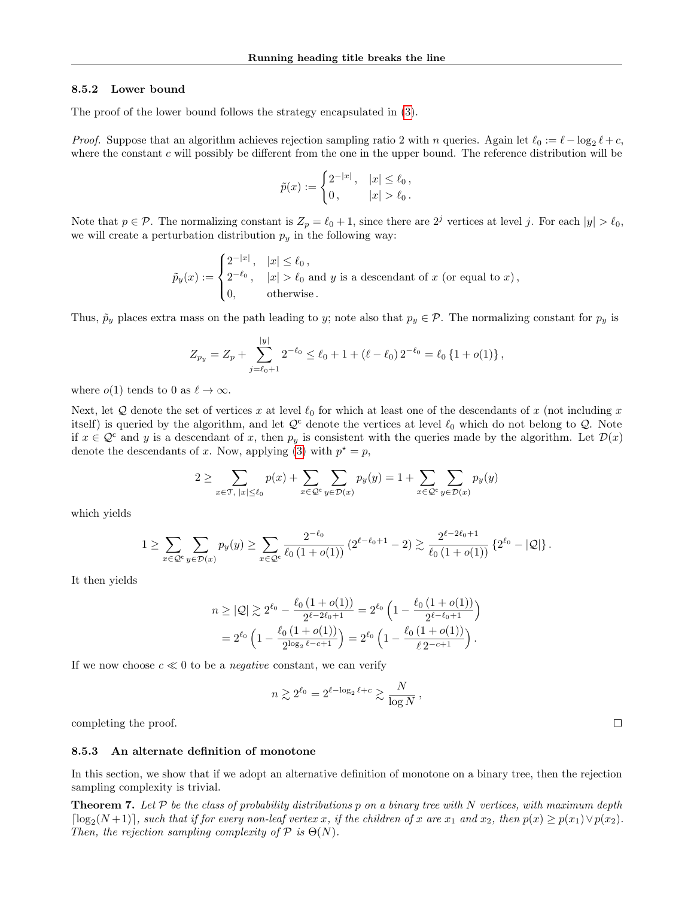### 8.5.2 Lower bound

The proof of the lower bound follows the strategy encapsulated in (3).

*Proof.* Suppose that an algorithm achieves rejection sampling ratio 2 with $n$ queries. Again let $\ell_0 := \ell - \log_2 \ell + c$, where the constant $c$ will possibly be different from the one in the upper bound. The reference distribution will be

$$\tilde{p}(x) := \begin{cases} 2^{-|x|}\,, & |x| \le \ell_0\,, \\ 0\,, & |x| > \ell_0\,. \end{cases}$$

Note that $p \in \mathcal{P}$. The normalizing constant is $Z_p = \ell_0 + 1$, since there are $2^j$ vertices at level $j$. For each $|y| > \ell_0$, we will create a perturbation distribution $p_y$ in the following way:

$$\tilde{p}_y(x) := \begin{cases} 2^{-|x|}\,, & |x| \le \ell_0\,, \\ 2^{-\ell_0}\,, & |x| > \ell_0 \text{ and } y \text{ is a descendant of } x \text{ (or equal to } x)\,, \\ 0, & \text{otherwise}\,. \end{cases}$$

Thus, $\tilde{p}_y$ places extra mass on the path leading to $y$; note also that $p_y \in \mathcal{P}$. The normalizing constant for $p_y$ is

$$Z_{p_y} = Z_p + \sum_{j=\ell_0+1}^{|y|} 2^{-\ell_0} \le \ell_0 + 1 + (\ell - \ell_0)\, 2^{-\ell_0} = \ell_0\,\{1 + o(1)\}\,,$$

where $o(1)$ tends to 0 as $\ell \to \infty$.

Next, let $\mathcal{Q}$ denote the set of vertices $x$ at level $\ell_0$ for which at least one of the descendants of $x$ (not including $x$ itself) is queried by the algorithm, and let $\mathcal{Q}^\mathsf{c}$ denote the vertices at level $\ell_0$ which do not belong to $\mathcal{Q}$. Note if $x \in \mathcal{Q}^\mathsf{c}$ and $y$ is a descendant of $x$, then $p_y$ is consistent with the queries made by the algorithm. Let $\mathcal{D}(x)$ denote the descendants of $x$. Now, applying (3) with $p^\star = p$,

$$2 \ge \sum_{x \in \mathcal{T},\, |x| \le \ell_0} p(x) + \sum_{x \in \mathcal{Q}^\mathsf{c}} \sum_{y \in \mathcal{D}(x)} p_y(y) = 1 + \sum_{x \in \mathcal{Q}^\mathsf{c}} \sum_{y \in \mathcal{D}(x)} p_y(y)$$

which yields

$$1 \ge \sum_{x \in \mathcal{Q}^\mathsf{c}} \sum_{y \in \mathcal{D}(x)} p_y(y) \ge \sum_{x \in \mathcal{Q}^\mathsf{c}} \frac{2^{-\ell_0}}{\ell_0\,(1+o(1))}\,(2^{\ell-\ell_0+1} - 2) \gtrsim \frac{2^{\ell - 2\ell_0 + 1}}{\ell_0\,(1+o(1))}\,\{2^{\ell_0} - |\mathcal{Q}|\}\,.$$

It then yields

$$\begin{aligned} n \ge |\mathcal{Q}| &\gtrsim 2^{\ell_0} - \frac{\ell_0\,(1+o(1))}{2^{\ell-2\ell_0+1}} = 2^{\ell_0}\left(1 - \frac{\ell_0\,(1+o(1))}{2^{\ell-\ell_0+1}}\right) \\ &= 2^{\ell_0}\left(1 - \frac{\ell_0\,(1+o(1))}{2^{\log_2 \ell - c + 1}}\right) = 2^{\ell_0}\left(1 - \frac{\ell_0\,(1+o(1))}{\ell\, 2^{-c+1}}\right). \end{aligned}$$

If we now choose $c \ll 0$ to be a *negative* constant, we can verify

$$n \gtrsim 2^{\ell_0} = 2^{\ell - \log_2 \ell + c} \gtrsim \frac{N}{\log N}\,,$$

completing the proof. ◻

### 8.5.3 An alternate definition of monotone

In this section, we show that if we adopt an alternative definition of monotone on a binary tree, then the rejection sampling complexity is trivial.

**Theorem 7.** *Let $\mathcal{P}$ be the class of probability distributions $p$ on a binary tree with $N$ vertices, with maximum depth $\lceil \log_2(N+1) \rceil$, such that if for every non-leaf vertex $x$, if the children of $x$ are $x_1$ and $x_2$, then $p(x) \ge p(x_1) \vee p(x_2)$. Then, the rejection sampling complexity of $\mathcal{P}$ is $\Theta(N)$.*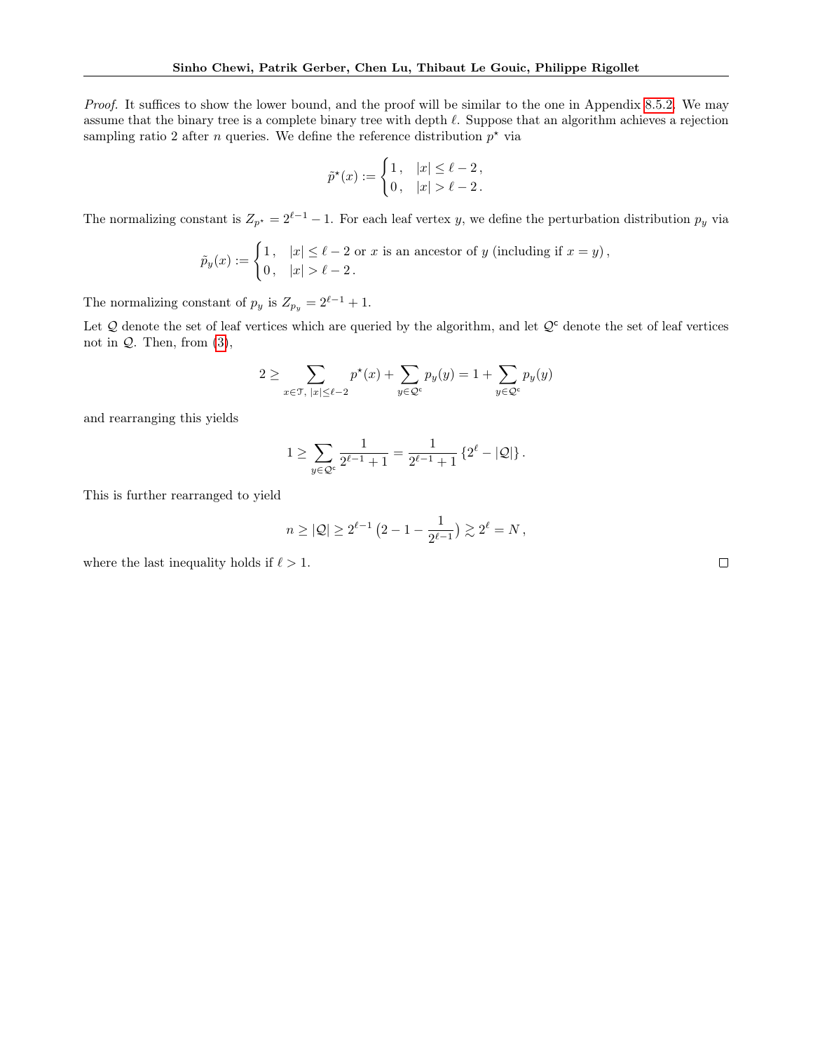*Proof.* It suffices to show the lower bound, and the proof will be similar to the one in Appendix 8.5.2. We may assume that the binary tree is a complete binary tree with depth $\ell$. Suppose that an algorithm achieves a rejection sampling ratio 2 after $n$ queries. We define the reference distribution $p^\star$ via

$$\tilde{p}^\star(x) := \begin{cases} 1\,, & |x| \le \ell - 2\,, \\ 0\,, & |x| > \ell - 2\,. \end{cases}$$

The normalizing constant is $Z_{p^\star} = 2^{\ell-1} - 1$. For each leaf vertex $y$, we define the perturbation distribution $p_y$ via

$$\tilde{p}_y(x) := \begin{cases} 1\,, & |x| \le \ell - 2 \text{ or } x \text{ is an ancestor of } y \text{ (including if } x = y)\,, \\ 0\,, & |x| > \ell - 2\,. \end{cases}$$

The normalizing constant of $p_y$ is $Z_{p_y} = 2^{\ell-1} + 1$.

Let $\mathcal{Q}$ denote the set of leaf vertices which are queried by the algorithm, and let $\mathcal{Q}^{\mathsf{c}}$ denote the set of leaf vertices not in $\mathcal{Q}$. Then, from (3),

$$2 \ge \sum_{x \in \mathcal{T},\, |x| \le \ell - 2} p^\star(x) + \sum_{y \in \mathcal{Q}^{\mathsf{c}}} p_y(y) = 1 + \sum_{y \in \mathcal{Q}^{\mathsf{c}}} p_y(y)$$

and rearranging this yields

$$1 \ge \sum_{y \in \mathcal{Q}^{\mathsf{c}}} \frac{1}{2^{\ell-1} + 1} = \frac{1}{2^{\ell-1} + 1} \left\{2^\ell - |\mathcal{Q}|\right\}.$$

This is further rearranged to yield

$$n \ge |\mathcal{Q}| \ge 2^{\ell-1} \left(2 - 1 - \frac{1}{2^{\ell-1}}\right) \gtrsim 2^\ell = N\,,$$

where the last inequality holds if $\ell > 1$. $\square$